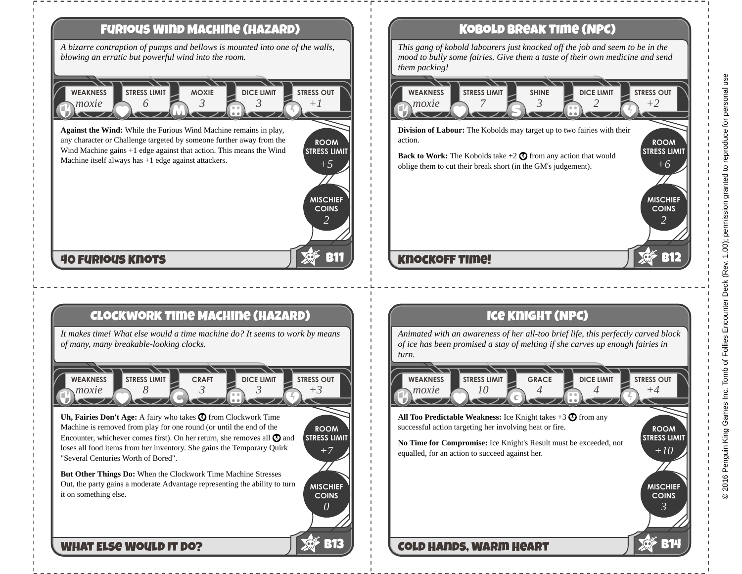## Furious Wind Machine (Hazard)

*A bizarre contraption of pumps and bellows is mounted into one of the walls, blowing an erratic but powerful wind into the room.*

| Weakness | Stress Limit | Moxie | Dice Limit | Stress Out |
| --- | --- | --- | --- | --- |
| moxie | 6 | 3 | 3 | +1 |

**Against the Wind:** While the Furious Wind Machine remains in play, any character or Challenge targeted by someone further away from the Wind Machine gains +1 edge against that action. This means the Wind Machine itself always has +1 edge against attackers.

**Room Stress Limit:** +5

**Mischief Coins:** 2

**40 Furious Knots** — B11

## Kobold Break Time (NPC)

*This gang of kobold labourers just knocked off the job and seem to be in the mood to bully some fairies. Give them a taste of their own medicine and send them packing!*

| Weakness | Stress Limit | Shine | Dice Limit | Stress Out |
| --- | --- | --- | --- | --- |
| moxie | 7 | 3 | 2 | +2 |

**Division of Labour:** The Kobolds may target up to two fairies with their action.

**Back to Work:** The Kobolds take +2 stress from any action that would oblige them to cut their break short (in the GM's judgement).

**Room Stress Limit:** +6

**Mischief Coins:** 2

**Knockoff Time!** — B12

## Clockwork Time Machine (Hazard)

*It makes time! What else would a time machine do? It seems to work by means of many, many breakable-looking clocks.*

| Weakness | Stress Limit | Craft | Dice Limit | Stress Out |
| --- | --- | --- | --- | --- |
| moxie | 8 | 3 | 3 | +3 |

**Uh, Fairies Don't Age:** A fairy who takes stress from Clockwork Time Machine is removed from play for one round (or until the end of the Encounter, whichever comes first). On her return, she removes all stress and loses all food items from her inventory. She gains the Temporary Quirk "Several Centuries Worth of Bored".

**But Other Things Do:** When the Clockwork Time Machine Stresses Out, the party gains a moderate Advantage representing the ability to turn it on something else.

**Room Stress Limit:** +7

**Mischief Coins:** 0

**What Else Would It Do?** — B13

## Ice Knight (NPC)

*Animated with an awareness of her all-too brief life, this perfectly carved block of ice has been promised a stay of melting if she carves up enough fairies in turn.*

| Weakness | Stress Limit | Grace | Dice Limit | Stress Out |
| --- | --- | --- | --- | --- |
| moxie | 10 | 4 | 4 | +4 |

**All Too Predictable Weakness:** Ice Knight takes +3 stress from any successful action targeting her involving heat or fire.

**No Time for Compromise:** Ice Knight's Result must be exceeded, not equalled, for an action to succeed against her.

**Room Stress Limit:** +10

**Mischief Coins:** 3

**Cold Hands, Warm Heart** — B14

© 2016 Penguin King Games Inc. Tomb of Follies Encounter Deck (Rev. 1.00); permission granted to reproduce for personal use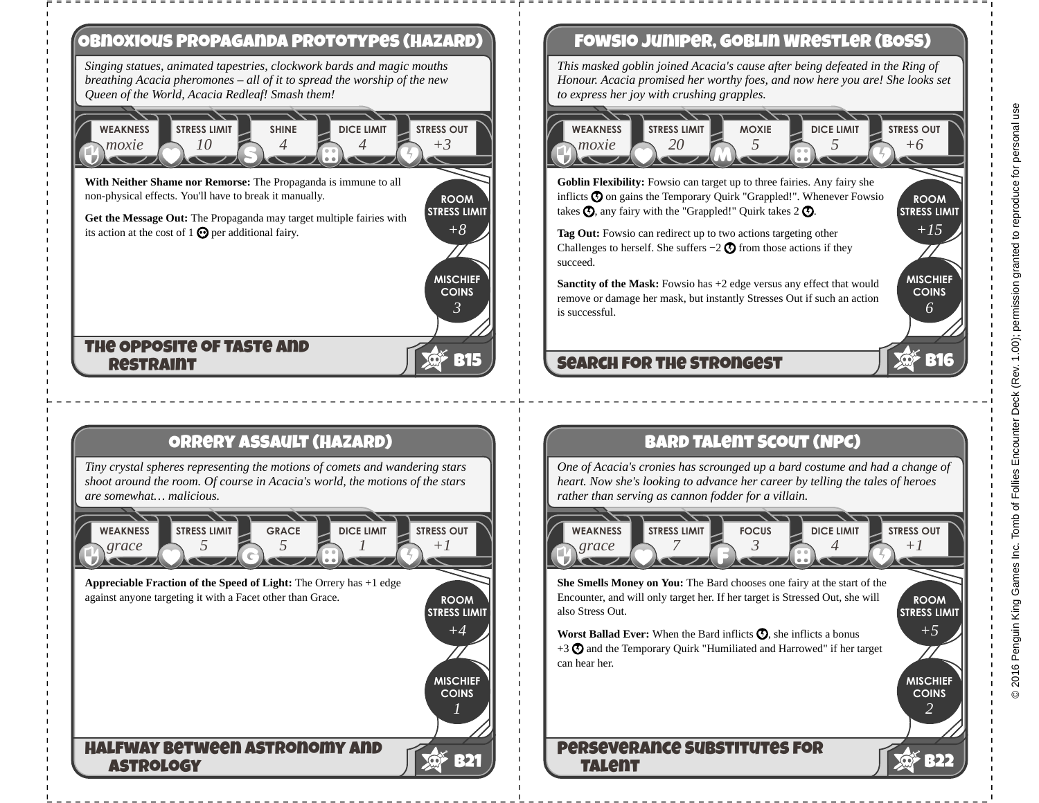## Obnoxious Propaganda Prototypes (Hazard)

*Singing statues, animated tapestries, clockwork bards and magic mouths breathing Acacia pheromones – all of it to spread the worship of the new Queen of the World, Acacia Redleaf! Smash them!*

| Weakness | Stress Limit | Shine | Dice Limit | Stress Out |
|---|---|---|---|---|
| *moxie* | *10* | *4* | *4* | *+3* |

**With Neither Shame nor Remorse:** The Propaganda is immune to all non-physical effects. You'll have to break it manually.

**Get the Message Out:** The Propaganda may target multiple fairies with its action at the cost of 1 per additional fairy.

Room Stress Limit: *+8*

Mischief Coins: *3*

The Opposite of Taste and Restraint

B15

## Fowsio Juniper, Goblin Wrestler (Boss)

*This masked goblin joined Acacia's cause after being defeated in the Ring of Honour. Acacia promised her worthy foes, and now here you are! She looks set to express her joy with crushing grapples.*

| Weakness | Stress Limit | Moxie | Dice Limit | Stress Out |
|---|---|---|---|---|
| *moxie* | *20* | *5* | *5* | *+6* |

**Goblin Flexibility:** Fowsio can target up to three fairies. Any fairy she inflicts on gains the Temporary Quirk "Grappled!". Whenever Fowsio takes , any fairy with the "Grappled!" Quirk takes 2 .

**Tag Out:** Fowsio can redirect up to two actions targeting other Challenges to herself. She suffers −2 from those actions if they succeed.

**Sanctity of the Mask:** Fowsio has +2 edge versus any effect that would remove or damage her mask, but instantly Stresses Out if such an action is successful.

Room Stress Limit: *+15*

Mischief Coins: *6*

Search for the Strongest

B16

## Orrery Assault (Hazard)

*Tiny crystal spheres representing the motions of comets and wandering stars shoot around the room. Of course in Acacia's world, the motions of the stars are somewhat… malicious.*

| Weakness | Stress Limit | Grace | Dice Limit | Stress Out |
|---|---|---|---|---|
| *grace* | *5* | *5* | *1* | *+1* |

**Appreciable Fraction of the Speed of Light:** The Orrery has +1 edge against anyone targeting it with a Facet other than Grace.

Room Stress Limit: *+4*

Mischief Coins: *1*

Halfway Between Astronomy and Astrology

B21

## Bard Talent Scout (NPC)

*One of Acacia's cronies has scrounged up a bard costume and had a change of heart. Now she's looking to advance her career by telling the tales of heroes rather than serving as cannon fodder for a villain.*

| Weakness | Stress Limit | Focus | Dice Limit | Stress Out |
|---|---|---|---|---|
| *grace* | *7* | *3* | *4* | *+1* |

**She Smells Money on You:** The Bard chooses one fairy at the start of the Encounter, and will only target her. If her target is Stressed Out, she will also Stress Out.

**Worst Ballad Ever:** When the Bard inflicts , she inflicts a bonus +3 and the Temporary Quirk "Humiliated and Harrowed" if her target can hear her.

Room Stress Limit: *+5*

Mischief Coins: *2*

Perseverance Substitutes for Talent

B22

© 2016 Penguin King Games Inc. Tomb of Follies Encounter Deck (Rev. 1.00); permission granted to reproduce for personal use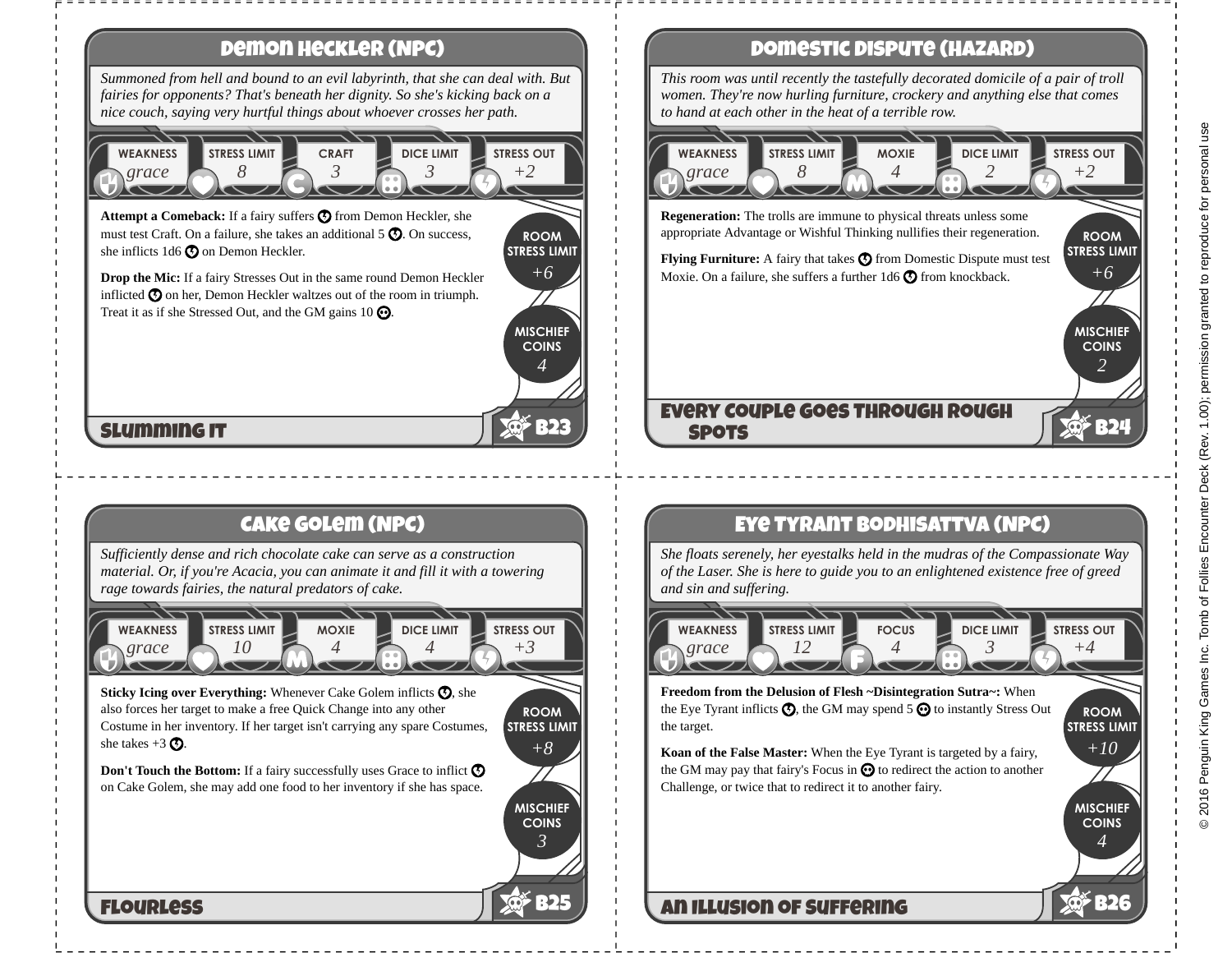## Demon Heckler (NPC)

*Summoned from hell and bound to an evil labyrinth, that she can deal with. But fairies for opponents? That's beneath her dignity. So she's kicking back on a nice couch, saying very hurtful things about whoever crosses her path.*

| Weakness | Stress Limit | Craft | Dice Limit | Stress Out |
|---|---|---|---|---|
| *grace* | *8* | *3* | *3* | *+2* |

**Attempt a Comeback:** If a fairy suffers from Demon Heckler, she must test Craft. On a failure, she takes an additional 5. On success, she inflicts 1d6 on Demon Heckler.

**Drop the Mic:** If a fairy Stresses Out in the same round Demon Heckler inflicted on her, Demon Heckler waltzes out of the room in triumph. Treat it as if she Stressed Out, and the GM gains 10.

Room Stress Limit: *+6*

Mischief Coins: *4*

**Slumming It** — B23

## Domestic Dispute (Hazard)

*This room was until recently the tastefully decorated domicile of a pair of troll women. They're now hurling furniture, crockery and anything else that comes to hand at each other in the heat of a terrible row.*

| Weakness | Stress Limit | Moxie | Dice Limit | Stress Out |
|---|---|---|---|---|
| *grace* | *8* | *4* | *2* | *+2* |

**Regeneration:** The trolls are immune to physical threats unless some appropriate Advantage or Wishful Thinking nullifies their regeneration.

**Flying Furniture:** A fairy that takes from Domestic Dispute must test Moxie. On a failure, she suffers a further 1d6 from knockback.

Room Stress Limit: *+6*

Mischief Coins: *2*

**Every Couple Goes Through Rough Spots** — B24

## Cake Golem (NPC)

*Sufficiently dense and rich chocolate cake can serve as a construction material. Or, if you're Acacia, you can animate it and fill it with a towering rage towards fairies, the natural predators of cake.*

| Weakness | Stress Limit | Moxie | Dice Limit | Stress Out |
|---|---|---|---|---|
| *grace* | *10* | *4* | *4* | *+3* |

**Sticky Icing over Everything:** Whenever Cake Golem inflicts, she also forces her target to make a free Quick Change into any other Costume in her inventory. If her target isn't carrying any spare Costumes, she takes +3.

**Don't Touch the Bottom:** If a fairy successfully uses Grace to inflict on Cake Golem, she may add one food to her inventory if she has space.

Room Stress Limit: *+8*

Mischief Coins: *3*

**Flourless** — B25

## Eye Tyrant Bodhisattva (NPC)

*She floats serenely, her eyestalks held in the mudras of the Compassionate Way of the Laser. She is here to guide you to an enlightened existence free of greed and sin and suffering.*

| Weakness | Stress Limit | Focus | Dice Limit | Stress Out |
|---|---|---|---|---|
| *grace* | *12* | *4* | *3* | *+4* |

**Freedom from the Delusion of Flesh ~Disintegration Sutra~:** When the Eye Tyrant inflicts, the GM may spend 5 to instantly Stress Out the target.

**Koan of the False Master:** When the Eye Tyrant is targeted by a fairy, the GM may pay that fairy's Focus in to redirect the action to another Challenge, or twice that to redirect it to another fairy.

Room Stress Limit: *+10*

Mischief Coins: *4*

**An Illusion of Suffering** — B26

© 2016 Penguin King Games Inc. Tomb of Follies Encounter Deck (Rev. 1.00); permission granted to reproduce for personal use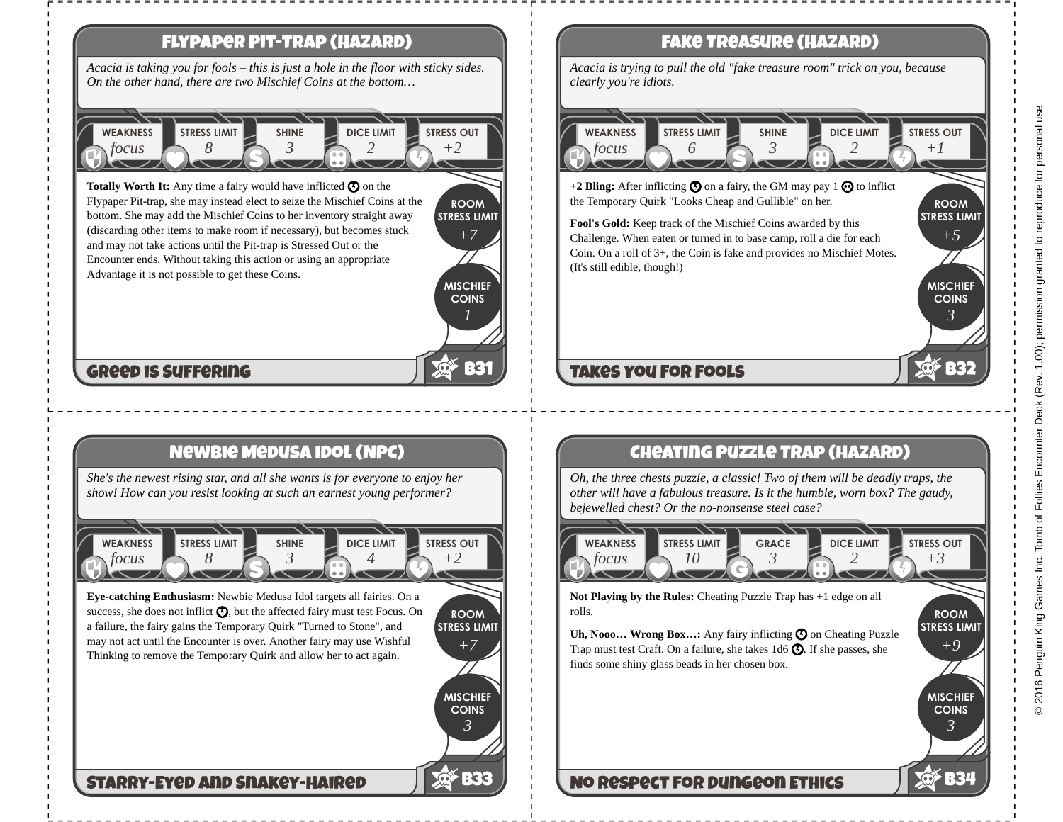## Flypaper Pit-Trap (Hazard)

*Acacia is taking you for fools – this is just a hole in the floor with sticky sides. On the other hand, there are two Mischief Coins at the bottom…*

| Weakness | Stress Limit | Shine | Dice Limit | Stress Out |
| --- | --- | --- | --- | --- |
| *focus* | *8* | *3* | *2* | *+2* |

**Totally Worth It:** Any time a fairy would have inflicted ⊕ on the Flypaper Pit-trap, she may instead elect to seize the Mischief Coins at the bottom. She may add the Mischief Coins to her inventory straight away (discarding other items to make room if necessary), but becomes stuck and may not take actions until the Pit-trap is Stressed Out or the Encounter ends. Without taking this action or using an appropriate Advantage it is not possible to get these Coins.

**Room Stress Limit:** *+7*

**Mischief Coins:** *1*

**Greed is Suffering** — B31

## Fake Treasure (Hazard)

*Acacia is trying to pull the old "fake treasure room" trick on you, because clearly you're idiots.*

| Weakness | Stress Limit | Shine | Dice Limit | Stress Out |
| --- | --- | --- | --- | --- |
| *focus* | *6* | *3* | *2* | *+1* |

**+2 Bling:** After inflicting ⊕ on a fairy, the GM may pay 1 ⊙ to inflict the Temporary Quirk "Looks Cheap and Gullible" on her.

**Fool's Gold:** Keep track of the Mischief Coins awarded by this Challenge. When eaten or turned in to base camp, roll a die for each Coin. On a roll of 3+, the Coin is fake and provides no Mischief Motes. (It's still edible, though!)

**Room Stress Limit:** *+5*

**Mischief Coins:** *3*

**Takes You for Fools** — B32

## Newbie Medusa Idol (NPC)

*She's the newest rising star, and all she wants is for everyone to enjoy her show! How can you resist looking at such an earnest young performer?*

| Weakness | Stress Limit | Shine | Dice Limit | Stress Out |
| --- | --- | --- | --- | --- |
| *focus* | *8* | *3* | *4* | *+2* |

**Eye-catching Enthusiasm:** Newbie Medusa Idol targets all fairies. On a success, she does not inflict ⊕, but the affected fairy must test Focus. On a failure, the fairy gains the Temporary Quirk "Turned to Stone", and may not act until the Encounter is over. Another fairy may use Wishful Thinking to remove the Temporary Quirk and allow her to act again.

**Room Stress Limit:** *+7*

**Mischief Coins:** *3*

**Starry-Eyed and Snakey-Haired** — B33

## Cheating Puzzle Trap (Hazard)

*Oh, the three chests puzzle, a classic! Two of them will be deadly traps, the other will have a fabulous treasure. Is it the humble, worn box? The gaudy, bejewelled chest? Or the no-nonsense steel case?*

| Weakness | Stress Limit | Grace | Dice Limit | Stress Out |
| --- | --- | --- | --- | --- |
| *focus* | *10* | *3* | *2* | *+3* |

**Not Playing by the Rules:** Cheating Puzzle Trap has +1 edge on all rolls.

**Uh, Nooo… Wrong Box…:** Any fairy inflicting ⊕ on Cheating Puzzle Trap must test Craft. On a failure, she takes 1d6 ⊕. If she passes, she finds some shiny glass beads in her chosen box.

**Room Stress Limit:** *+9*

**Mischief Coins:** *3*

**No Respect for Dungeon Ethics** — B34

© 2016 Penguin King Games Inc. Tomb of Follies Encounter Deck (Rev. 1.00); permission granted to reproduce for personal use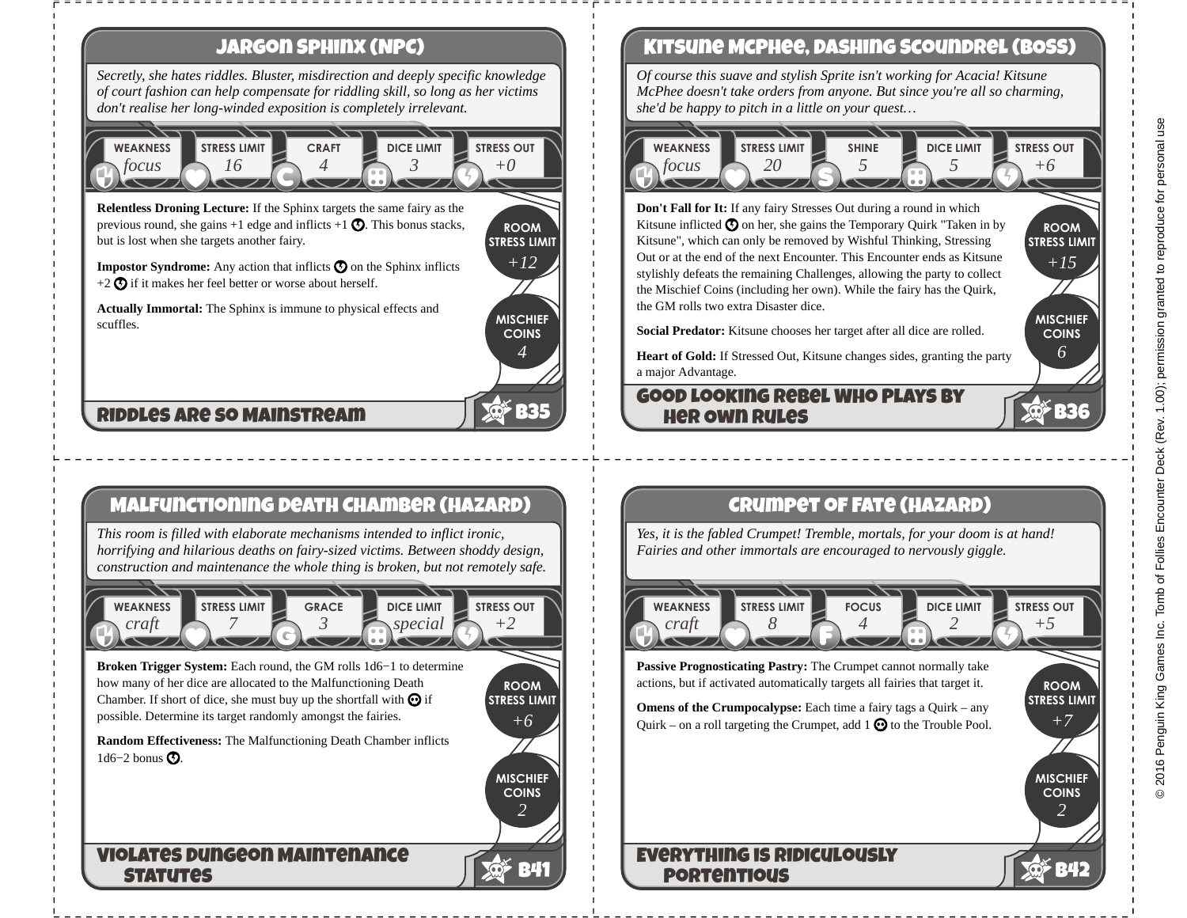## Jargon Sphinx (NPC)

*Secretly, she hates riddles. Bluster, misdirection and deeply specific knowledge of court fashion can help compensate for riddling skill, so long as her victims don't realise her long-winded exposition is completely irrelevant.*

| Weakness | Stress Limit | Craft | Dice Limit | Stress Out |
|---|---|---|---|---|
| *focus* | *16* | *4* | *3* | *+0* |

**Relentless Droning Lecture:** If the Sphinx targets the same fairy as the previous round, she gains +1 edge and inflicts +1 stress. This bonus stacks, but is lost when she targets another fairy.

**Impostor Syndrome:** Any action that inflicts stress on the Sphinx inflicts +2 stress if it makes her feel better or worse about herself.

**Actually Immortal:** The Sphinx is immune to physical effects and scuffles.

**Room Stress Limit:** *+12*

**Mischief Coins:** *4*

**Riddles Are So Mainstream** — B35

## Kitsune McPhee, Dashing Scoundrel (Boss)

*Of course this suave and stylish Sprite isn't working for Acacia! Kitsune McPhee doesn't take orders from anyone. But since you're all so charming, she'd be happy to pitch in a little on your quest…*

| Weakness | Stress Limit | Shine | Dice Limit | Stress Out |
|---|---|---|---|---|
| *focus* | *20* | *5* | *5* | *+6* |

**Don't Fall for It:** If any fairy Stresses Out during a round in which Kitsune inflicted stress on her, she gains the Temporary Quirk "Taken in by Kitsune", which can only be removed by Wishful Thinking, Stressing Out or at the end of the next Encounter. This Encounter ends as Kitsune stylishly defeats the remaining Challenges, allowing the party to collect the Mischief Coins (including her own). While the fairy has the Quirk, the GM rolls two extra Disaster dice.

**Social Predator:** Kitsune chooses her target after all dice are rolled.

**Heart of Gold:** If Stressed Out, Kitsune changes sides, granting the party a major Advantage.

**Room Stress Limit:** *+15*

**Mischief Coins:** *6*

**Good Looking Rebel Who Plays By Her Own Rules** — B36

## Malfunctioning Death Chamber (Hazard)

*This room is filled with elaborate mechanisms intended to inflict ironic, horrifying and hilarious deaths on fairy-sized victims. Between shoddy design, construction and maintenance the whole thing is broken, but not remotely safe.*

| Weakness | Stress Limit | Grace | Dice Limit | Stress Out |
|---|---|---|---|---|
| *craft* | *7* | *3* | *special* | *+2* |

**Broken Trigger System:** Each round, the GM rolls 1d6−1 to determine how many of her dice are allocated to the Malfunctioning Death Chamber. If short of dice, she must buy up the shortfall with trouble if possible. Determine its target randomly amongst the fairies.

**Random Effectiveness:** The Malfunctioning Death Chamber inflicts 1d6−2 bonus stress.

**Room Stress Limit:** *+6*

**Mischief Coins:** *2*

**Violates Dungeon Maintenance Statutes** — B41

## Crumpet of Fate (Hazard)

*Yes, it is the fabled Crumpet! Tremble, mortals, for your doom is at hand! Fairies and other immortals are encouraged to nervously giggle.*

| Weakness | Stress Limit | Focus | Dice Limit | Stress Out |
|---|---|---|---|---|
| *craft* | *8* | *4* | *2* | *+5* |

**Passive Prognosticating Pastry:** The Crumpet cannot normally take actions, but if activated automatically targets all fairies that target it.

**Omens of the Crumpocalypse:** Each time a fairy tags a Quirk – any Quirk – on a roll targeting the Crumpet, add 1 trouble to the Trouble Pool.

**Room Stress Limit:** *+7*

**Mischief Coins:** *2*

**Everything Is Ridiculously Portentious** — B42

© 2016 Penguin King Games Inc. Tomb of Follies Encounter Deck (Rev. 1.00); permission granted to reproduce for personal use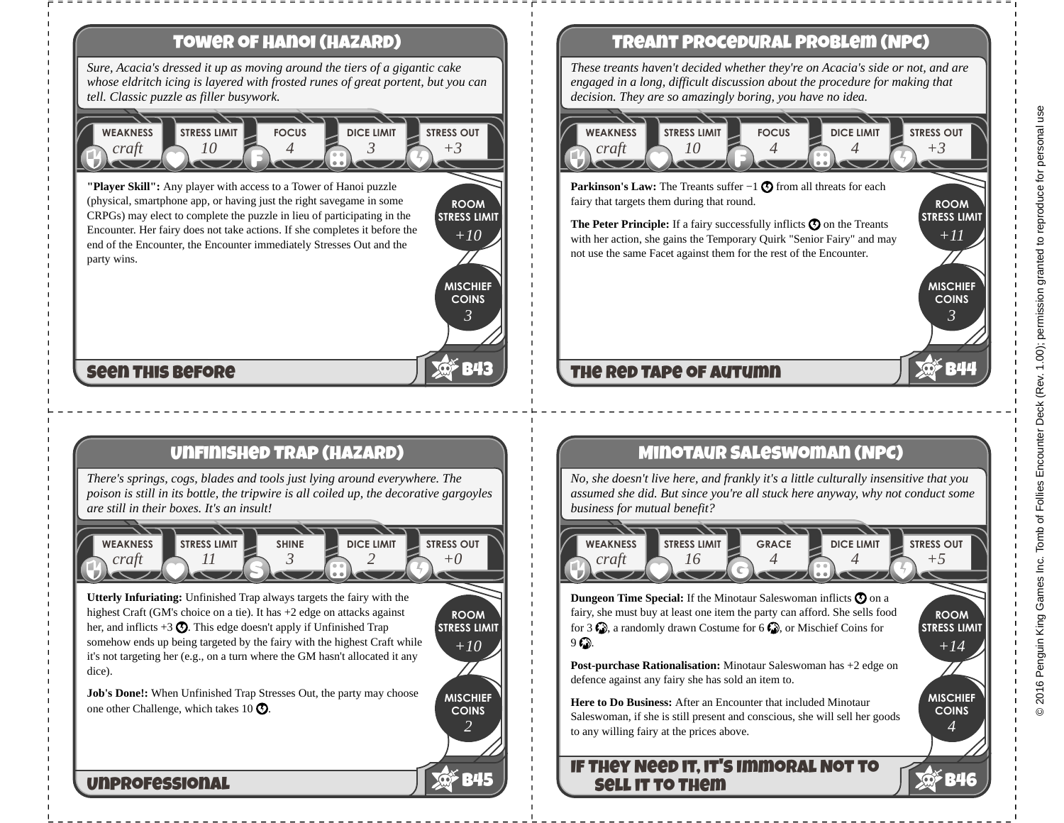## Tower of Hanoi (Hazard)

*Sure, Acacia's dressed it up as moving around the tiers of a gigantic cake whose eldritch icing is layered with frosted runes of great portent, but you can tell. Classic puzzle as filler busywork.*

| Weakness | Stress Limit | Focus | Dice Limit | Stress Out |
|---|---|---|---|---|
| *craft* | *10* | *4* | *3* | *+3* |

**"Player Skill":** Any player with access to a Tower of Hanoi puzzle (physical, smartphone app, or having just the right savegame in some CRPGs) may elect to complete the puzzle in lieu of participating in the Encounter. Her fairy does not take actions. If she completes it before the end of the Encounter, the Encounter immediately Stresses Out and the party wins.

**Room Stress Limit:** *+10*

**Mischief Coins:** *3*

**Seen This Before** — B43

## Treant Procedural Problem (NPC)

*These treants haven't decided whether they're on Acacia's side or not, and are engaged in a long, difficult discussion about the procedure for making that decision. They are so amazingly boring, you have no idea.*

| Weakness | Stress Limit | Focus | Dice Limit | Stress Out |
|---|---|---|---|---|
| *craft* | *10* | *4* | *4* | *+3* |

**Parkinson's Law:** The Treants suffer −1 from all threats for each fairy that targets them during that round.

**The Peter Principle:** If a fairy successfully inflicts on the Treants with her action, she gains the Temporary Quirk "Senior Fairy" and may not use the same Facet against them for the rest of the Encounter.

**Room Stress Limit:** *+11*

**Mischief Coins:** *3*

**The Red Tape of Autumn** — B44

## Unfinished Trap (Hazard)

*There's springs, cogs, blades and tools just lying around everywhere. The poison is still in its bottle, the tripwire is all coiled up, the decorative gargoyles are still in their boxes. It's an insult!*

| Weakness | Stress Limit | Shine | Dice Limit | Stress Out |
|---|---|---|---|---|
| *craft* | *11* | *3* | *2* | *+0* |

**Utterly Infuriating:** Unfinished Trap always targets the fairy with the highest Craft (GM's choice on a tie). It has +2 edge on attacks against her, and inflicts +3 . This edge doesn't apply if Unfinished Trap somehow ends up being targeted by the fairy with the highest Craft while it's not targeting her (e.g., on a turn where the GM hasn't allocated it any dice).

**Job's Done!:** When Unfinished Trap Stresses Out, the party may choose one other Challenge, which takes 10 .

**Room Stress Limit:** *+10*

**Mischief Coins:** *2*

**Unprofessional** — B45

## Minotaur Saleswoman (NPC)

*No, she doesn't live here, and frankly it's a little culturally insensitive that you assumed she did. But since you're all stuck here anyway, why not conduct some business for mutual benefit?*

| Weakness | Stress Limit | Grace | Dice Limit | Stress Out |
|---|---|---|---|---|
| *craft* | *16* | *4* | *4* | *+5* |

**Dungeon Time Special:** If the Minotaur Saleswoman inflicts on a fairy, she must buy at least one item the party can afford. She sells food for 3 , a randomly drawn Costume for 6 , or Mischief Coins for 9 .

**Post-purchase Rationalisation:** Minotaur Saleswoman has +2 edge on defence against any fairy she has sold an item to.

**Here to Do Business:** After an Encounter that included Minotaur Saleswoman, if she is still present and conscious, she will sell her goods to any willing fairy at the prices above.

**Room Stress Limit:** *+14*

**Mischief Coins:** *4*

**If They Need It, It's Immoral Not to Sell It to Them** — B46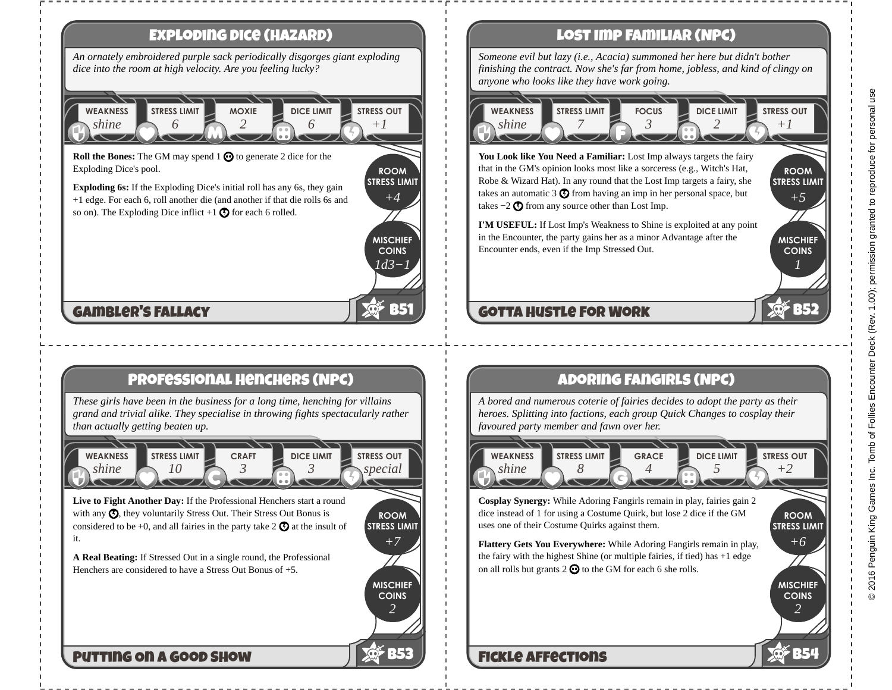## Exploding Dice (Hazard)

*An ornately embroidered purple sack periodically disgorges giant exploding dice into the room at high velocity. Are you feeling lucky?*

| Weakness | Stress Limit | Moxie | Dice Limit | Stress Out |
| --- | --- | --- | --- | --- |
| shine | 6 | 2 | 6 | +1 |

**Roll the Bones:** The GM may spend 1 ☻ to generate 2 dice for the Exploding Dice's pool.

**Exploding 6s:** If the Exploding Dice's initial roll has any 6s, they gain +1 edge. For each 6, roll another die (and another if that die rolls 6s and so on). The Exploding Dice inflict +1 ⚡ for each 6 rolled.

**Room Stress Limit:** +4

**Mischief Coins:** 1d3−1

**Gambler's Fallacy** — B51

## Lost Imp Familiar (NPC)

*Someone evil but lazy (i.e., Acacia) summoned her here but didn't bother finishing the contract. Now she's far from home, jobless, and kind of clingy on anyone who looks like they have work going.*

| Weakness | Stress Limit | Focus | Dice Limit | Stress Out |
| --- | --- | --- | --- | --- |
| shine | 7 | 3 | 2 | +1 |

**You Look like You Need a Familiar:** Lost Imp always targets the fairy that in the GM's opinion looks most like a sorceress (e.g., Witch's Hat, Robe & Wizard Hat). In any round that the Lost Imp targets a fairy, she takes an automatic 3 ⚡ from having an imp in her personal space, but takes −2 ⚡ from any source other than Lost Imp.

**I'M USEFUL:** If Lost Imp's Weakness to Shine is exploited at any point in the Encounter, the party gains her as a minor Advantage after the Encounter ends, even if the Imp Stressed Out.

**Room Stress Limit:** +5

**Mischief Coins:** 1

**Gotta Hustle for Work** — B52

## Professional Henchers (NPC)

*These girls have been in the business for a long time, henching for villains grand and trivial alike. They specialise in throwing fights spectacularly rather than actually getting beaten up.*

| Weakness | Stress Limit | Craft | Dice Limit | Stress Out |
| --- | --- | --- | --- | --- |
| shine | 10 | 3 | 3 | special |

**Live to Fight Another Day:** If the Professional Henchers start a round with any ⚡, they voluntarily Stress Out. Their Stress Out Bonus is considered to be +0, and all fairies in the party take 2 ⚡ at the insult of it.

**A Real Beating:** If Stressed Out in a single round, the Professional Henchers are considered to have a Stress Out Bonus of +5.

**Room Stress Limit:** +7

**Mischief Coins:** 2

**Putting on a Good Show** — B53

## Adoring Fangirls (NPC)

*A bored and numerous coterie of fairies decides to adopt the party as their heroes. Splitting into factions, each group Quick Changes to cosplay their favoured party member and fawn over her.*

| Weakness | Stress Limit | Grace | Dice Limit | Stress Out |
| --- | --- | --- | --- | --- |
| shine | 8 | 4 | 5 | +2 |

**Cosplay Synergy:** While Adoring Fangirls remain in play, fairies gain 2 dice instead of 1 for using a Costume Quirk, but lose 2 dice if the GM uses one of their Costume Quirks against them.

**Flattery Gets You Everywhere:** While Adoring Fangirls remain in play, the fairy with the highest Shine (or multiple fairies, if tied) has +1 edge on all rolls but grants 2 ☻ to the GM for each 6 she rolls.

**Room Stress Limit:** +6

**Mischief Coins:** 2

**Fickle Affections** — B54

© 2016 Penguin King Games Inc. Tomb of Follies Encounter Deck (Rev. 1.00); permission granted to reproduce for personal use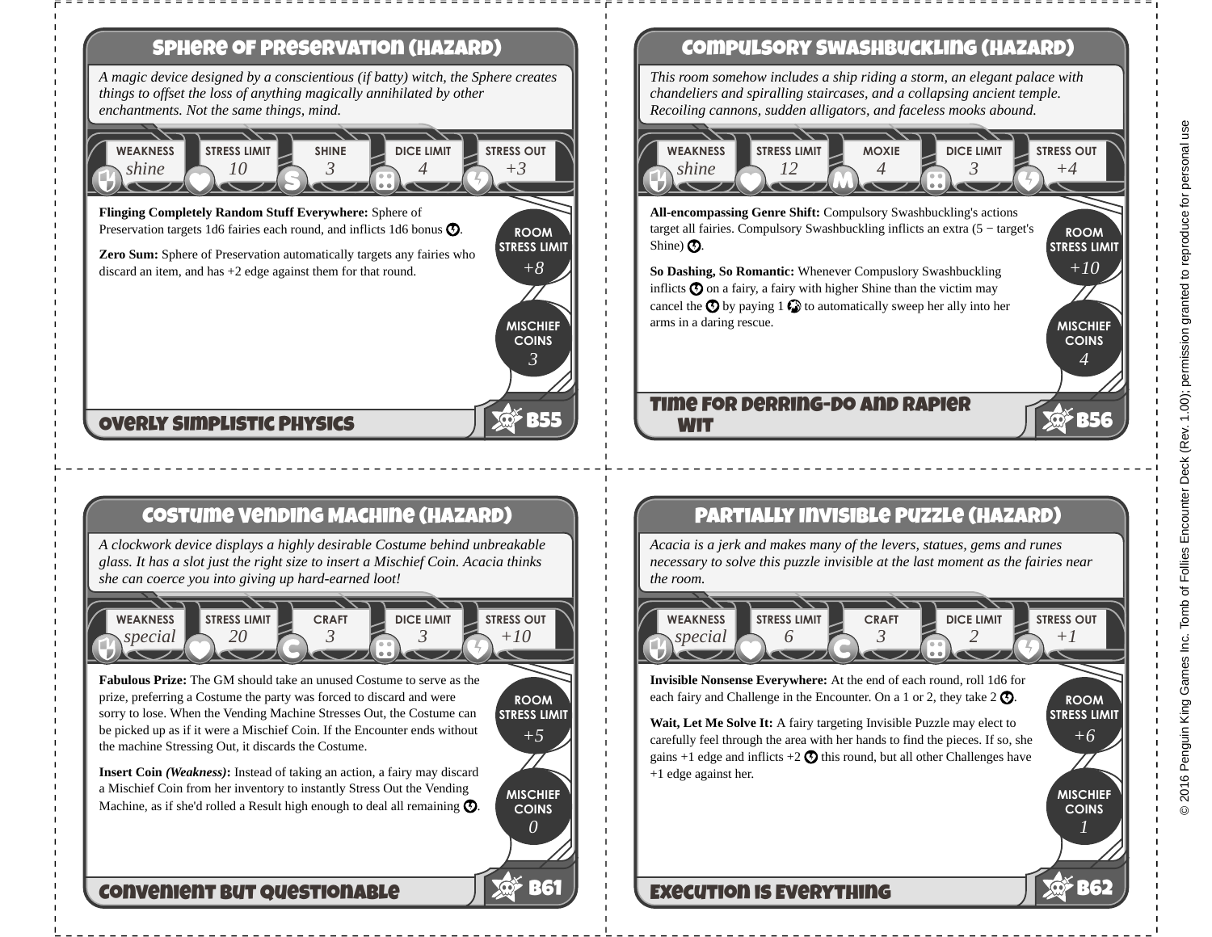## Sphere of Preservation (Hazard)

*A magic device designed by a conscientious (if batty) witch, the Sphere creates things to offset the loss of anything magically annihilated by other enchantments. Not the same things, mind.*

| Weakness | Stress Limit | Shine | Dice Limit | Stress Out |
|---|---|---|---|---|
| *shine* | *10* | *3* | *4* | *+3* |

**Flinging Completely Random Stuff Everywhere:** Sphere of Preservation targets 1d6 fairies each round, and inflicts 1d6 bonus ☉.

**Zero Sum:** Sphere of Preservation automatically targets any fairies who discard an item, and has +2 edge against them for that round.

Room Stress Limit: *+8*

Mischief Coins: *3*

**Overly Simplistic Physics** — B55

## Compulsory Swashbuckling (Hazard)

*This room somehow includes a ship riding a storm, an elegant palace with chandeliers and spiralling staircases, and a collapsing ancient temple. Recoiling cannons, sudden alligators, and faceless mooks abound.*

| Weakness | Stress Limit | Moxie | Dice Limit | Stress Out |
|---|---|---|---|---|
| *shine* | *12* | *4* | *3* | *+4* |

**All-encompassing Genre Shift:** Compulsory Swashbuckling's actions target all fairies. Compulsory Swashbuckling inflicts an extra (5 − target's Shine) ☉.

**So Dashing, So Romantic:** Whenever Compulsory Swashbuckling inflicts ☉ on a fairy, a fairy with higher Shine than the victim may cancel the ☉ by paying 1 ☉ to automatically sweep her ally into her arms in a daring rescue.

Room Stress Limit: *+10*

Mischief Coins: *4*

**Time for Derring-Do and Rapier Wit** — B56

## Costume Vending Machine (Hazard)

*A clockwork device displays a highly desirable Costume behind unbreakable glass. It has a slot just the right size to insert a Mischief Coin. Acacia thinks she can coerce you into giving up hard-earned loot!*

| Weakness | Stress Limit | Craft | Dice Limit | Stress Out |
|---|---|---|---|---|
| *special* | *20* | *3* | *3* | *+10* |

**Fabulous Prize:** The GM should take an unused Costume to serve as the prize, preferring a Costume the party was forced to discard and were sorry to lose. When the Vending Machine Stresses Out, the Costume can be picked up as if it were a Mischief Coin. If the Encounter ends without the machine Stressing Out, it discards the Costume.

**Insert Coin *(Weakness)*:** Instead of taking an action, a fairy may discard a Mischief Coin from her inventory to instantly Stress Out the Vending Machine, as if she'd rolled a Result high enough to deal all remaining ☉.

Room Stress Limit: *+5*

Mischief Coins: *0*

**Convenient but Questionable** — B61

## Partially Invisible Puzzle (Hazard)

*Acacia is a jerk and makes many of the levers, statues, gems and runes necessary to solve this puzzle invisible at the last moment as the fairies near the room.*

| Weakness | Stress Limit | Craft | Dice Limit | Stress Out |
|---|---|---|---|---|
| *special* | *6* | *3* | *2* | *+1* |

**Invisible Nonsense Everywhere:** At the end of each round, roll 1d6 for each fairy and Challenge in the Encounter. On a 1 or 2, they take 2 ☉.

**Wait, Let Me Solve It:** A fairy targeting Invisible Puzzle may elect to carefully feel through the area with her hands to find the pieces. If so, she gains +1 edge and inflicts +2 ☉ this round, but all other Challenges have +1 edge against her.

Room Stress Limit: *+6*

Mischief Coins: *1*

**Execution Is Everything** — B62

© 2016 Penguin King Games Inc. Tomb of Follies Encounter Deck (Rev. 1.00); permission granted to reproduce for personal use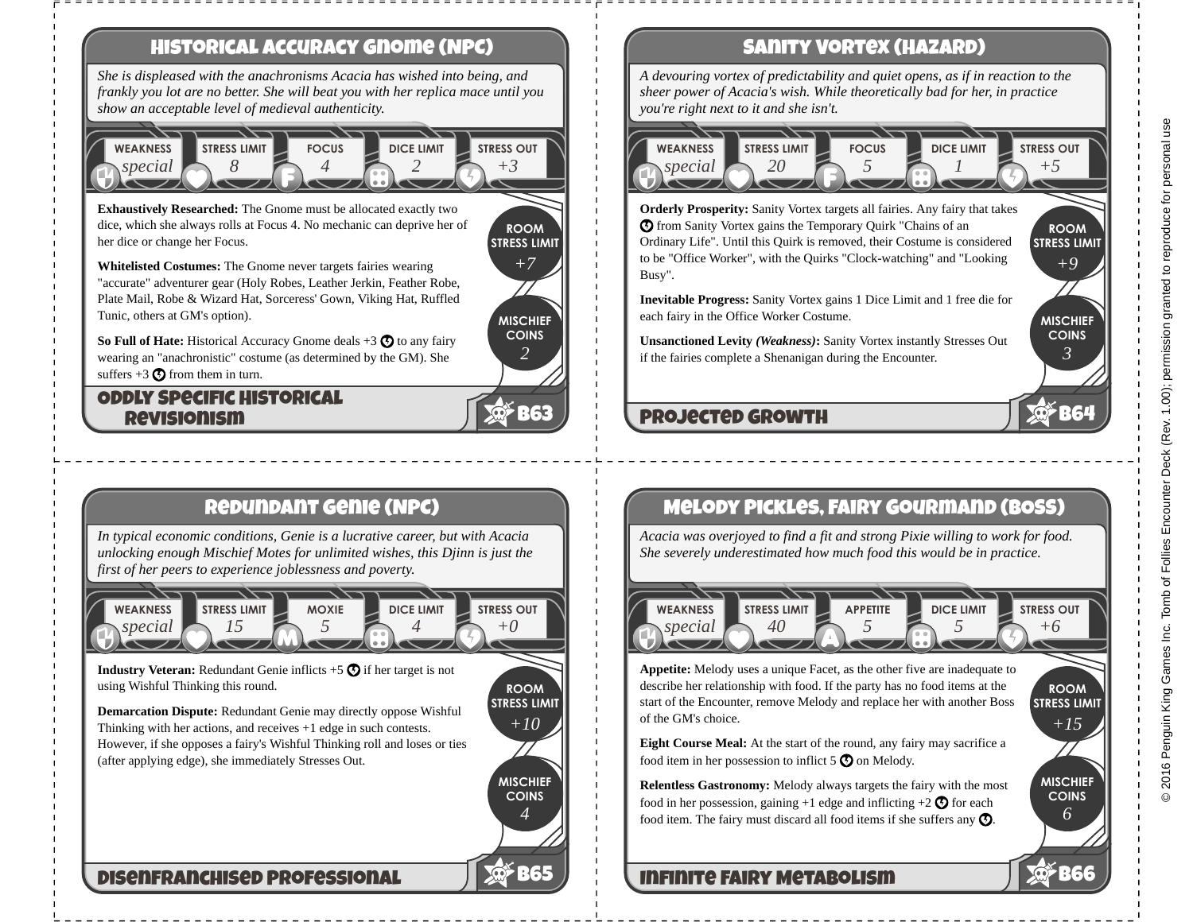## Historical Accuracy Gnome (NPC)

*She is displeased with the anachronisms Acacia has wished into being, and frankly you lot are no better. She will beat you with her replica mace until you show an acceptable level of medieval authenticity.*

| Weakness | Stress Limit | Focus | Dice Limit | Stress Out |
| --- | --- | --- | --- | --- |
| special | 8 | 4 | 2 | +3 |

**Exhaustively Researched:** The Gnome must be allocated exactly two dice, which she always rolls at Focus 4. No mechanic can deprive her of her dice or change her Focus.

**Whitelisted Costumes:** The Gnome never targets fairies wearing "accurate" adventurer gear (Holy Robes, Leather Jerkin, Feather Robe, Plate Mail, Robe & Wizard Hat, Sorceress' Gown, Viking Hat, Ruffled Tunic, others at GM's option).

**So Full of Hate:** Historical Accuracy Gnome deals +3 stress to any fairy wearing an "anachronistic" costume (as determined by the GM). She suffers +3 stress from them in turn.

Room Stress Limit: *+7*

Mischief Coins: *2*

**Oddly Specific Historical Revisionism** — B63

## Sanity Vortex (Hazard)

*A devouring vortex of predictability and quiet opens, as if in reaction to the sheer power of Acacia's wish. While theoretically bad for her, in practice you're right next to it and she isn't.*

| Weakness | Stress Limit | Focus | Dice Limit | Stress Out |
| --- | --- | --- | --- | --- |
| special | 20 | 5 | 1 | +5 |

**Orderly Prosperity:** Sanity Vortex targets all fairies. Any fairy that takes stress from Sanity Vortex gains the Temporary Quirk "Chains of an Ordinary Life". Until this Quirk is removed, their Costume is considered to be "Office Worker", with the Quirks "Clock-watching" and "Looking Busy".

**Inevitable Progress:** Sanity Vortex gains 1 Dice Limit and 1 free die for each fairy in the Office Worker Costume.

**Unsanctioned Levity *(Weakness)*:** Sanity Vortex instantly Stresses Out if the fairies complete a Shenanigan during the Encounter.

Room Stress Limit: *+9*

Mischief Coins: *3*

**Projected Growth** — B64

## Redundant Genie (NPC)

*In typical economic conditions, Genie is a lucrative career, but with Acacia unlocking enough Mischief Motes for unlimited wishes, this Djinn is just the first of her peers to experience joblessness and poverty.*

| Weakness | Stress Limit | Moxie | Dice Limit | Stress Out |
| --- | --- | --- | --- | --- |
| special | 15 | 5 | 4 | +0 |

**Industry Veteran:** Redundant Genie inflicts +5 stress if her target is not using Wishful Thinking this round.

**Demarcation Dispute:** Redundant Genie may directly oppose Wishful Thinking with her actions, and receives +1 edge in such contests. However, if she opposes a fairy's Wishful Thinking roll and loses or ties (after applying edge), she immediately Stresses Out.

Room Stress Limit: *+10*

Mischief Coins: *4*

**Disenfranchised Professional** — B65

## Melody Pickles, Fairy Gourmand (Boss)

*Acacia was overjoyed to find a fit and strong Pixie willing to work for food. She severely underestimated how much food this would be in practice.*

| Weakness | Stress Limit | Appetite | Dice Limit | Stress Out |
| --- | --- | --- | --- | --- |
| special | 40 | 5 | 5 | +6 |

**Appetite:** Melody uses a unique Facet, as the other five are inadequate to describe her relationship with food. If the party has no food items at the start of the Encounter, remove Melody and replace her with another Boss of the GM's choice.

**Eight Course Meal:** At the start of the round, any fairy may sacrifice a food item in her possession to inflict 5 stress on Melody.

**Relentless Gastronomy:** Melody always targets the fairy with the most food in her possession, gaining +1 edge and inflicting +2 stress for each food item. The fairy must discard all food items if she suffers any stress.

Room Stress Limit: *+15*

Mischief Coins: *6*

**Infinite Fairy Metabolism** — B66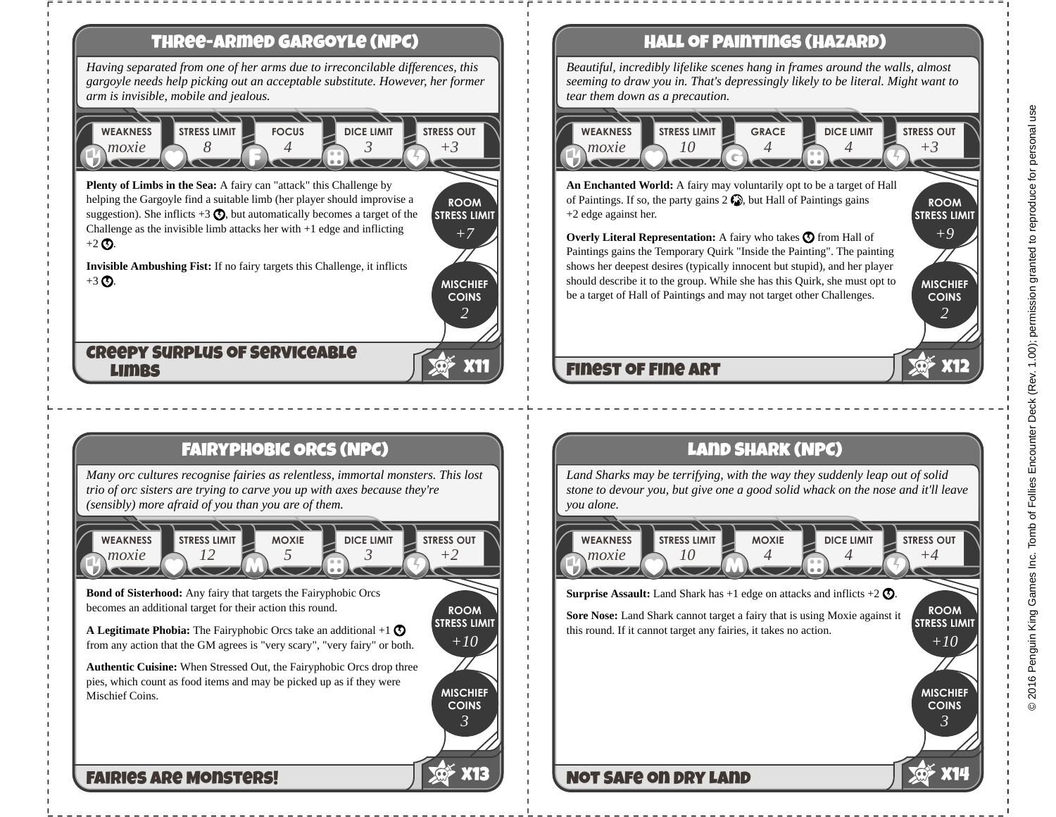## Three-Armed Gargoyle (NPC)

*Having separated from one of her arms due to irreconcilable differences, this gargoyle needs help picking out an acceptable substitute. However, her former arm is invisible, mobile and jealous.*

| Weakness | Stress Limit | Focus | Dice Limit | Stress Out |
|---|---|---|---|---|
| *moxie* | *8* | *4* | *3* | *+3* |

**Plenty of Limbs in the Sea:** A fairy can "attack" this Challenge by helping the Gargoyle find a suitable limb (her player should improvise a suggestion). She inflicts +3, but automatically becomes a target of the Challenge as the invisible limb attacks her with +1 edge and inflicting +2.

**Invisible Ambushing Fist:** If no fairy targets this Challenge, it inflicts +3.

Room Stress Limit: *+7*

Mischief Coins: *2*

**Creepy Surplus of Serviceable Limbs**

X11

## Hall of Paintings (Hazard)

*Beautiful, incredibly lifelike scenes hang in frames around the walls, almost seeming to draw you in. That's depressingly likely to be literal. Might want to tear them down as a precaution.*

| Weakness | Stress Limit | Grace | Dice Limit | Stress Out |
|---|---|---|---|---|
| *moxie* | *10* | *4* | *4* | *+3* |

**An Enchanted World:** A fairy may voluntarily opt to be a target of Hall of Paintings. If so, the party gains 2, but Hall of Paintings gains +2 edge against her.

**Overly Literal Representation:** A fairy who takes from Hall of Paintings gains the Temporary Quirk "Inside the Painting". The painting shows her deepest desires (typically innocent but stupid), and her player should describe it to the group. While she has this Quirk, she must opt to be a target of Hall of Paintings and may not target other Challenges.

Room Stress Limit: *+9*

Mischief Coins: *2*

**Finest of Fine Art**

X12

## Fairyphobic Orcs (NPC)

*Many orc cultures recognise fairies as relentless, immortal monsters. This lost trio of orc sisters are trying to carve you up with axes because they're (sensibly) more afraid of you than you are of them.*

| Weakness | Stress Limit | Moxie | Dice Limit | Stress Out |
|---|---|---|---|---|
| *moxie* | *12* | *5* | *3* | *+2* |

**Bond of Sisterhood:** Any fairy that targets the Fairyphobic Orcs becomes an additional target for their action this round.

**A Legitimate Phobia:** The Fairyphobic Orcs take an additional +1 from any action that the GM agrees is "very scary", "very fairy" or both.

**Authentic Cuisine:** When Stressed Out, the Fairyphobic Orcs drop three pies, which count as food items and may be picked up as if they were Mischief Coins.

Room Stress Limit: *+10*

Mischief Coins: *3*

**Fairies Are Monsters!**

X13

## Land Shark (NPC)

*Land Sharks may be terrifying, with the way they suddenly leap out of solid stone to devour you, but give one a good solid whack on the nose and it'll leave you alone.*

| Weakness | Stress Limit | Moxie | Dice Limit | Stress Out |
|---|---|---|---|---|
| *moxie* | *10* | *4* | *4* | *+4* |

**Surprise Assault:** Land Shark has +1 edge on attacks and inflicts +2.

**Sore Nose:** Land Shark cannot target a fairy that is using Moxie against it this round. If it cannot target any fairies, it takes no action.

Room Stress Limit: *+10*

Mischief Coins: *3*

**Not Safe on Dry Land**

X14

© 2016 Penguin King Games Inc. Tomb of Follies Encounter Deck (Rev. 1.00); permission granted to reproduce for personal use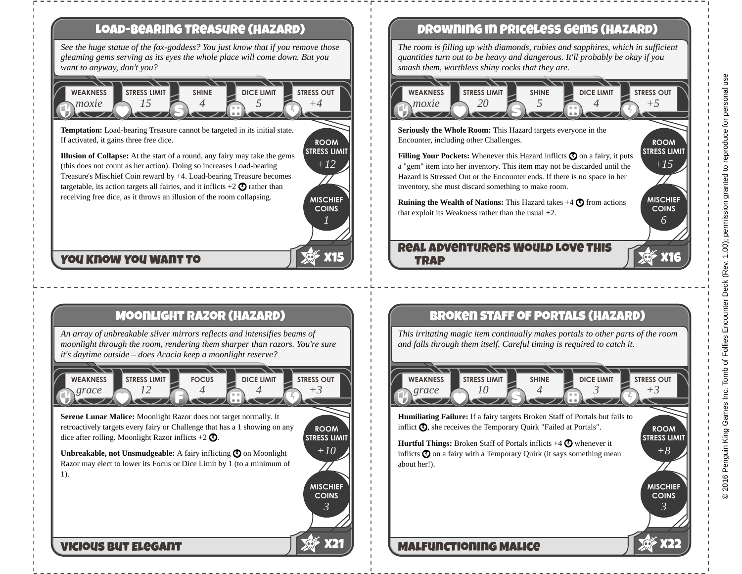## Load-Bearing Treasure (Hazard)

*See the huge statue of the fox-goddess? You just know that if you remove those gleaming gems serving as its eyes the whole place will come down. But you want to anyway, don't you?*

| Weakness | Stress Limit | Shine | Dice Limit | Stress Out |
|---|---|---|---|---|
| *moxie* | *15* | *4* | *5* | *+4* |

**Temptation:** Load-bearing Treasure cannot be targeted in its initial state. If activated, it gains three free dice.

**Illusion of Collapse:** At the start of a round, any fairy may take the gems (this does not count as her action). Doing so increases Load-bearing Treasure's Mischief Coin reward by +4. Load-bearing Treasure becomes targetable, its action targets all fairies, and it inflicts +2 rather than receiving free dice, as it throws an illusion of the room collapsing.

**Room Stress Limit:** *+12*

**Mischief Coins:** *1*

**You Know You Want To** — X15

## Drowning in Priceless Gems (Hazard)

*The room is filling up with diamonds, rubies and sapphires, which in sufficient quantities turn out to be heavy and dangerous. It'll probably be okay if you smash them, worthless shiny rocks that they are.*

| Weakness | Stress Limit | Shine | Dice Limit | Stress Out |
|---|---|---|---|---|
| *moxie* | *20* | *5* | *4* | *+5* |

**Seriously the Whole Room:** This Hazard targets everyone in the Encounter, including other Challenges.

**Filling Your Pockets:** Whenever this Hazard inflicts on a fairy, it puts a "gem" item into her inventory. This item may not be discarded until the Hazard is Stressed Out or the Encounter ends. If there is no space in her inventory, she must discard something to make room.

**Ruining the Wealth of Nations:** This Hazard takes +4 from actions that exploit its Weakness rather than the usual +2.

**Room Stress Limit:** *+15*

**Mischief Coins:** *6*

**Real Adventurers Would Love This Trap** — X16

## Moonlight Razor (Hazard)

*An array of unbreakable silver mirrors reflects and intensifies beams of moonlight through the room, rendering them sharper than razors. You're sure it's daytime outside – does Acacia keep a moonlight reserve?*

| Weakness | Stress Limit | Focus | Dice Limit | Stress Out |
|---|---|---|---|---|
| *grace* | *12* | *4* | *4* | *+3* |

**Serene Lunar Malice:** Moonlight Razor does not target normally. It retroactively targets every fairy or Challenge that has a 1 showing on any dice after rolling. Moonlight Razor inflicts +2 .

**Unbreakable, not Unsmudgeable:** A fairy inflicting on Moonlight Razor may elect to lower its Focus or Dice Limit by 1 (to a minimum of 1).

**Room Stress Limit:** *+10*

**Mischief Coins:** *3*

**Vicious but Elegant** — X21

## Broken Staff of Portals (Hazard)

*This irritating magic item continually makes portals to other parts of the room and falls through them itself. Careful timing is required to catch it.*

| Weakness | Stress Limit | Shine | Dice Limit | Stress Out |
|---|---|---|---|---|
| *grace* | *10* | *4* | *3* | *+3* |

**Humiliating Failure:** If a fairy targets Broken Staff of Portals but fails to inflict , she receives the Temporary Quirk "Failed at Portals".

**Hurtful Things:** Broken Staff of Portals inflicts +4 whenever it inflicts on a fairy with a Temporary Quirk (it says something mean about her!).

**Room Stress Limit:** *+8*

**Mischief Coins:** *3*

**Malfunctioning Malice** — X22

© 2016 Penguin King Games Inc. Tomb of Follies Encounter Deck (Rev. 1.00); permission granted to reproduce for personal use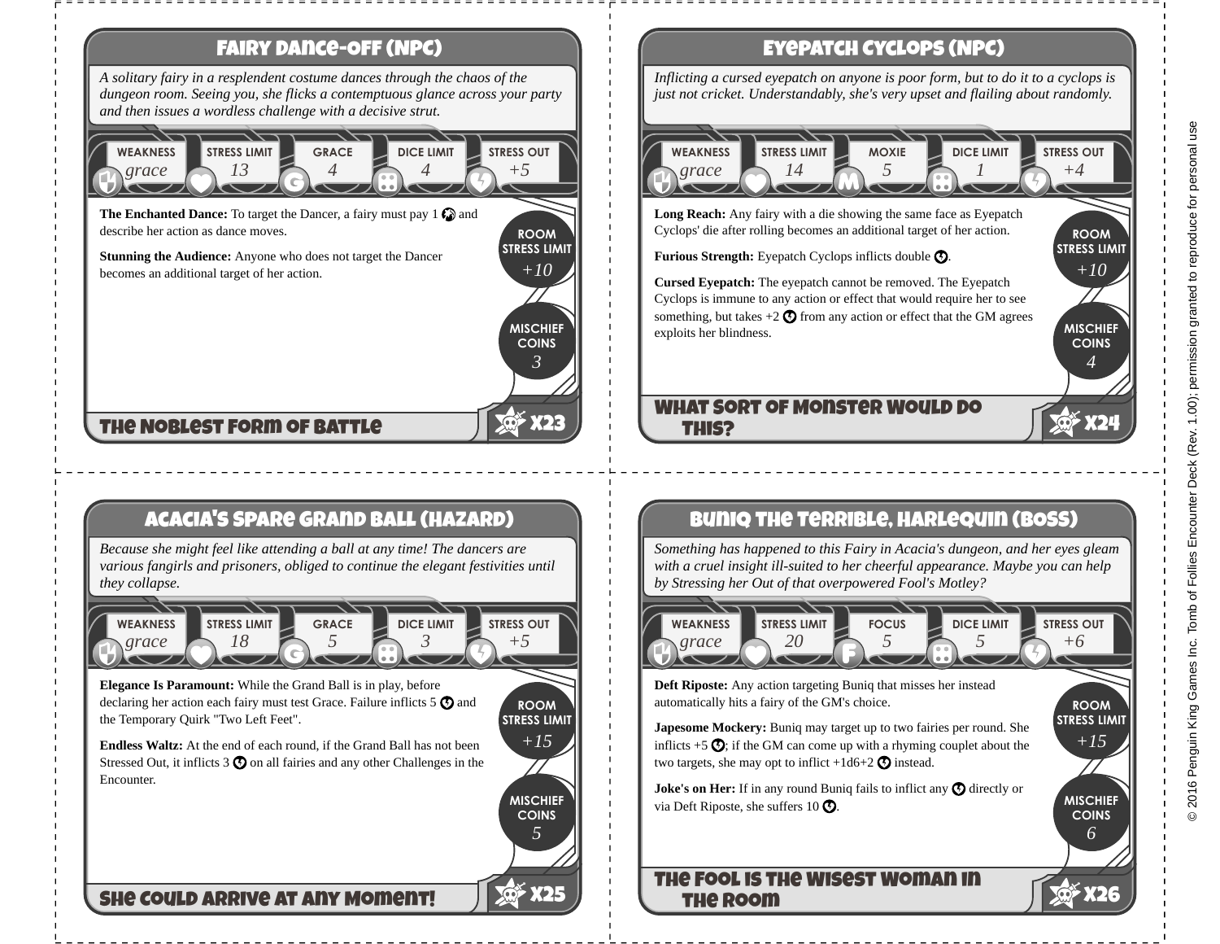## Fairy Dance-Off (NPC)

*A solitary fairy in a resplendent costume dances through the chaos of the dungeon room. Seeing you, she flicks a contemptuous glance across your party and then issues a wordless challenge with a decisive strut.*

| Weakness | Stress Limit | Grace | Dice Limit | Stress Out |
|---|---|---|---|---|
| *grace* | *13* | *4* | *4* | *+5* |

**The Enchanted Dance:** To target the Dancer, a fairy must pay 1 and describe her action as dance moves.

**Stunning the Audience:** Anyone who does not target the Dancer becomes an additional target of her action.

**Room Stress Limit:** *+10*

**Mischief Coins:** *3*

**The Noblest Form of Battle**

X23

## Eyepatch Cyclops (NPC)

*Inflicting a cursed eyepatch on anyone is poor form, but to do it to a cyclops is just not cricket. Understandably, she's very upset and flailing about randomly.*

| Weakness | Stress Limit | Moxie | Dice Limit | Stress Out |
|---|---|---|---|---|
| *grace* | *14* | *5* | *1* | *+4* |

**Long Reach:** Any fairy with a die showing the same face as Eyepatch Cyclops' die after rolling becomes an additional target of her action.

**Furious Strength:** Eyepatch Cyclops inflicts double .

**Cursed Eyepatch:** The eyepatch cannot be removed. The Eyepatch Cyclops is immune to any action or effect that would require her to see something, but takes +2 from any action or effect that the GM agrees exploits her blindness.

**Room Stress Limit:** *+10*

**Mischief Coins:** *4*

**What Sort of Monster Would Do This?**

X24

## Acacia's Spare Grand Ball (Hazard)

*Because she might feel like attending a ball at any time! The dancers are various fangirls and prisoners, obliged to continue the elegant festivities until they collapse.*

| Weakness | Stress Limit | Grace | Dice Limit | Stress Out |
|---|---|---|---|---|
| *grace* | *18* | *5* | *3* | *+5* |

**Elegance Is Paramount:** While the Grand Ball is in play, before declaring her action each fairy must test Grace. Failure inflicts 5 and the Temporary Quirk "Two Left Feet".

**Endless Waltz:** At the end of each round, if the Grand Ball has not been Stressed Out, it inflicts 3 on all fairies and any other Challenges in the Encounter.

**Room Stress Limit:** *+15*

**Mischief Coins:** *5*

**She Could Arrive at Any Moment!**

X25

## Buniq the Terrible, Harlequin (Boss)

*Something has happened to this Fairy in Acacia's dungeon, and her eyes gleam with a cruel insight ill-suited to her cheerful appearance. Maybe you can help by Stressing her Out of that overpowered Fool's Motley?*

| Weakness | Stress Limit | Focus | Dice Limit | Stress Out |
|---|---|---|---|---|
| *grace* | *20* | *5* | *5* | *+6* |

**Deft Riposte:** Any action targeting Buniq that misses her instead automatically hits a fairy of the GM's choice.

**Japesome Mockery:** Buniq may target up to two fairies per round. She inflicts +5 ; if the GM can come up with a rhyming couplet about the two targets, she may opt to inflict +1d6+2 instead.

**Joke's on Her:** If in any round Buniq fails to inflict any directly or via Deft Riposte, she suffers 10 .

**Room Stress Limit:** *+15*

**Mischief Coins:** *6*

**The Fool Is the Wisest Woman in the Room**

X26

© 2016 Penguin King Games Inc. Tomb of Follies Encounter Deck (Rev. 1.00); permission granted to reproduce for personal use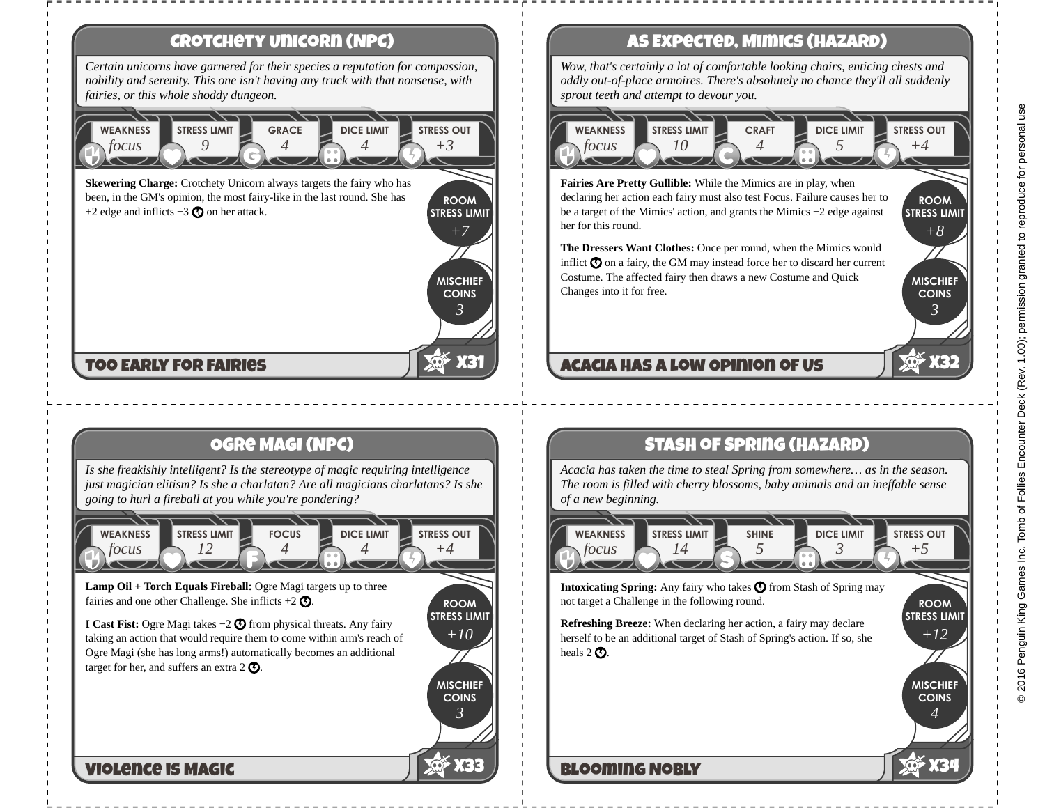## Crotchety Unicorn (NPC)

*Certain unicorns have garnered for their species a reputation for compassion, nobility and serenity. This one isn't having any truck with that nonsense, with fairies, or this whole shoddy dungeon.*

| Weakness | Stress Limit | Grace | Dice Limit | Stress Out |
|---|---|---|---|---|
| *focus* | *9* | *4* | *4* | *+3* |

**Skewering Charge:** Crotchety Unicorn always targets the fairy who has been, in the GM's opinion, the most fairy-like in the last round. She has +2 edge and inflicts +3 on her attack.

**Room Stress Limit** *+7*

**Mischief Coins** *3*

**Too Early for Fairies** — X31

## As Expected, Mimics (Hazard)

*Wow, that's certainly a lot of comfortable looking chairs, enticing chests and oddly out-of-place armoires. There's absolutely no chance they'll all suddenly sprout teeth and attempt to devour you.*

| Weakness | Stress Limit | Craft | Dice Limit | Stress Out |
|---|---|---|---|---|
| *focus* | *10* | *4* | *5* | *+4* |

**Fairies Are Pretty Gullible:** While the Mimics are in play, when declaring her action each fairy must also test Focus. Failure causes her to be a target of the Mimics' action, and grants the Mimics +2 edge against her for this round.

**The Dressers Want Clothes:** Once per round, when the Mimics would inflict on a fairy, the GM may instead force her to discard her current Costume. The affected fairy then draws a new Costume and Quick Changes into it for free.

**Room Stress Limit** *+8*

**Mischief Coins** *3*

**Acacia Has a Low Opinion of Us** — X32

## Ogre Magi (NPC)

*Is she freakishly intelligent? Is the stereotype of magic requiring intelligence just magician elitism? Is she a charlatan? Are all magicians charlatans? Is she going to hurl a fireball at you while you're pondering?*

| Weakness | Stress Limit | Focus | Dice Limit | Stress Out |
|---|---|---|---|---|
| *focus* | *12* | *4* | *4* | *+4* |

**Lamp Oil + Torch Equals Fireball:** Ogre Magi targets up to three fairies and one other Challenge. She inflicts +2 .

**I Cast Fist:** Ogre Magi takes −2 from physical threats. Any fairy taking an action that would require them to come within arm's reach of Ogre Magi (she has long arms!) automatically becomes an additional target for her, and suffers an extra 2 .

**Room Stress Limit** *+10*

**Mischief Coins** *3*

**Violence Is Magic** — X33

## Stash of Spring (Hazard)

*Acacia has taken the time to steal Spring from somewhere… as in the season. The room is filled with cherry blossoms, baby animals and an ineffable sense of a new beginning.*

| Weakness | Stress Limit | Shine | Dice Limit | Stress Out |
|---|---|---|---|---|
| *focus* | *14* | *5* | *3* | *+5* |

**Intoxicating Spring:** Any fairy who takes from Stash of Spring may not target a Challenge in the following round.

**Refreshing Breeze:** When declaring her action, a fairy may declare herself to be an additional target of Stash of Spring's action. If so, she heals 2 .

**Room Stress Limit** *+12*

**Mischief Coins** *4*

**Blooming Nobly** — X34

© 2016 Penguin King Games Inc. Tomb of Follies Encounter Deck (Rev. 1.00); permission granted to reproduce for personal use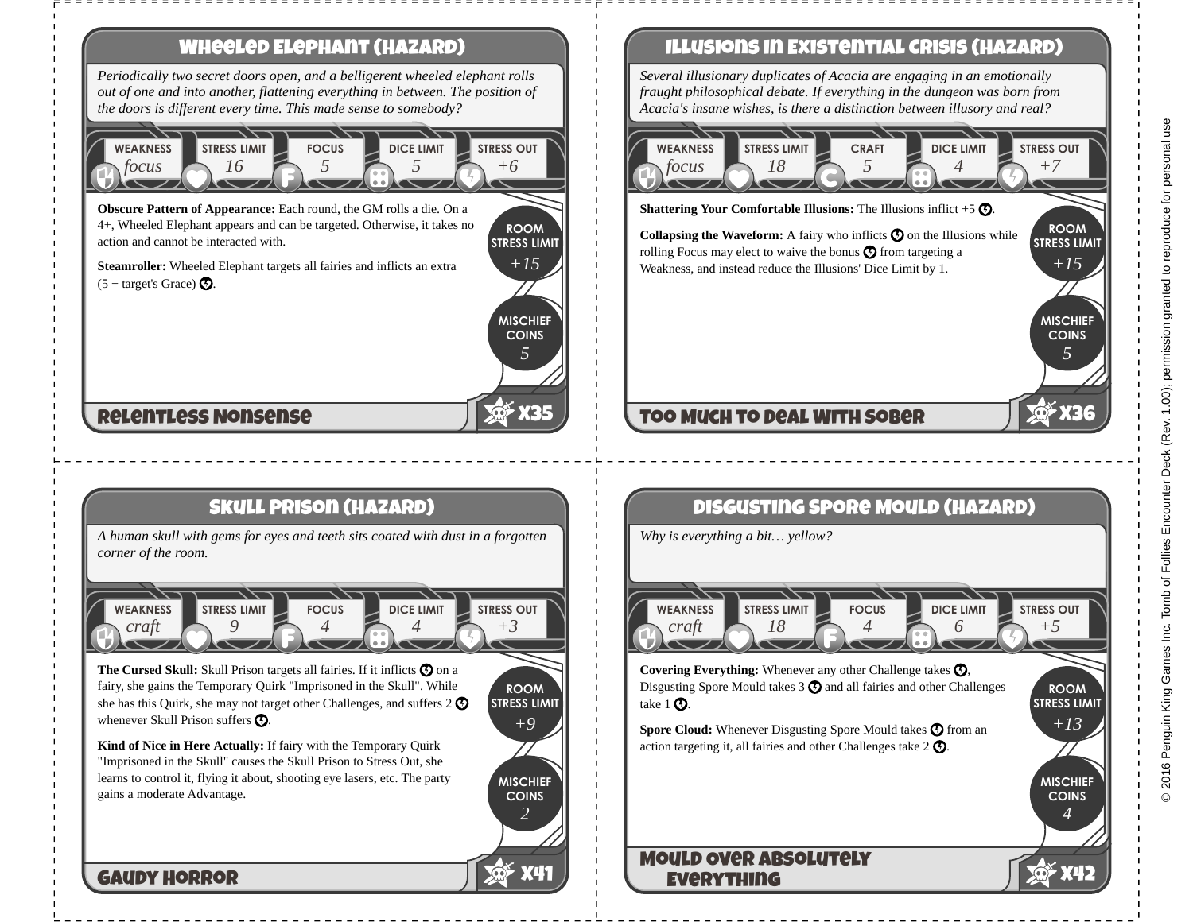## Wheeled Elephant (Hazard)

*Periodically two secret doors open, and a belligerent wheeled elephant rolls out of one and into another, flattening everything in between. The position of the doors is different every time. This made sense to somebody?*

| Weakness | Stress Limit | Focus | Dice Limit | Stress Out |
|---|---|---|---|---|
| *focus* | *16* | *5* | *5* | *+6* |

**Obscure Pattern of Appearance:** Each round, the GM rolls a die. On a 4+, Wheeled Elephant appears and can be targeted. Otherwise, it takes no action and cannot be interacted with.

**Steamroller:** Wheeled Elephant targets all fairies and inflicts an extra (5 − target's Grace) ⚡.

Room Stress Limit: *+15*

Mischief Coins: *5*

**Relentless Nonsense** — X35

## Illusions in Existential Crisis (Hazard)

*Several illusionary duplicates of Acacia are engaging in an emotionally fraught philosophical debate. If everything in the dungeon was born from Acacia's insane wishes, is there a distinction between illusory and real?*

| Weakness | Stress Limit | Craft | Dice Limit | Stress Out |
|---|---|---|---|---|
| *focus* | *18* | *5* | *4* | *+7* |

**Shattering Your Comfortable Illusions:** The Illusions inflict +5 ⚡.

**Collapsing the Waveform:** A fairy who inflicts ⚡ on the Illusions while rolling Focus may elect to waive the bonus ⚡ from targeting a Weakness, and instead reduce the Illusions' Dice Limit by 1.

Room Stress Limit: *+15*

Mischief Coins: *5*

**Too Much to Deal With Sober** — X36

## Skull Prison (Hazard)

*A human skull with gems for eyes and teeth sits coated with dust in a forgotten corner of the room.*

| Weakness | Stress Limit | Focus | Dice Limit | Stress Out |
|---|---|---|---|---|
| *craft* | *9* | *4* | *4* | *+3* |

**The Cursed Skull:** Skull Prison targets all fairies. If it inflicts ⚡ on a fairy, she gains the Temporary Quirk "Imprisoned in the Skull". While she has this Quirk, she may not target other Challenges, and suffers 2 ⚡ whenever Skull Prison suffers ⚡.

**Kind of Nice in Here Actually:** If fairy with the Temporary Quirk "Imprisoned in the Skull" causes the Skull Prison to Stress Out, she learns to control it, flying it about, shooting eye lasers, etc. The party gains a moderate Advantage.

Room Stress Limit: *+9*

Mischief Coins: *2*

**Gaudy Horror** — X41

## Disgusting Spore Mould (Hazard)

*Why is everything a bit… yellow?*

| Weakness | Stress Limit | Focus | Dice Limit | Stress Out |
|---|---|---|---|---|
| *craft* | *18* | *4* | *6* | *+5* |

**Covering Everything:** Whenever any other Challenge takes ⚡, Disgusting Spore Mould takes 3 ⚡ and all fairies and other Challenges take 1 ⚡.

**Spore Cloud:** Whenever Disgusting Spore Mould takes ⚡ from an action targeting it, all fairies and other Challenges take 2 ⚡.

Room Stress Limit: *+13*

Mischief Coins: *4*

**Mould Over Absolutely Everything** — X42

© 2016 Penguin King Games Inc. Tomb of Follies Encounter Deck (Rev. 1.00); permission granted to reproduce for personal use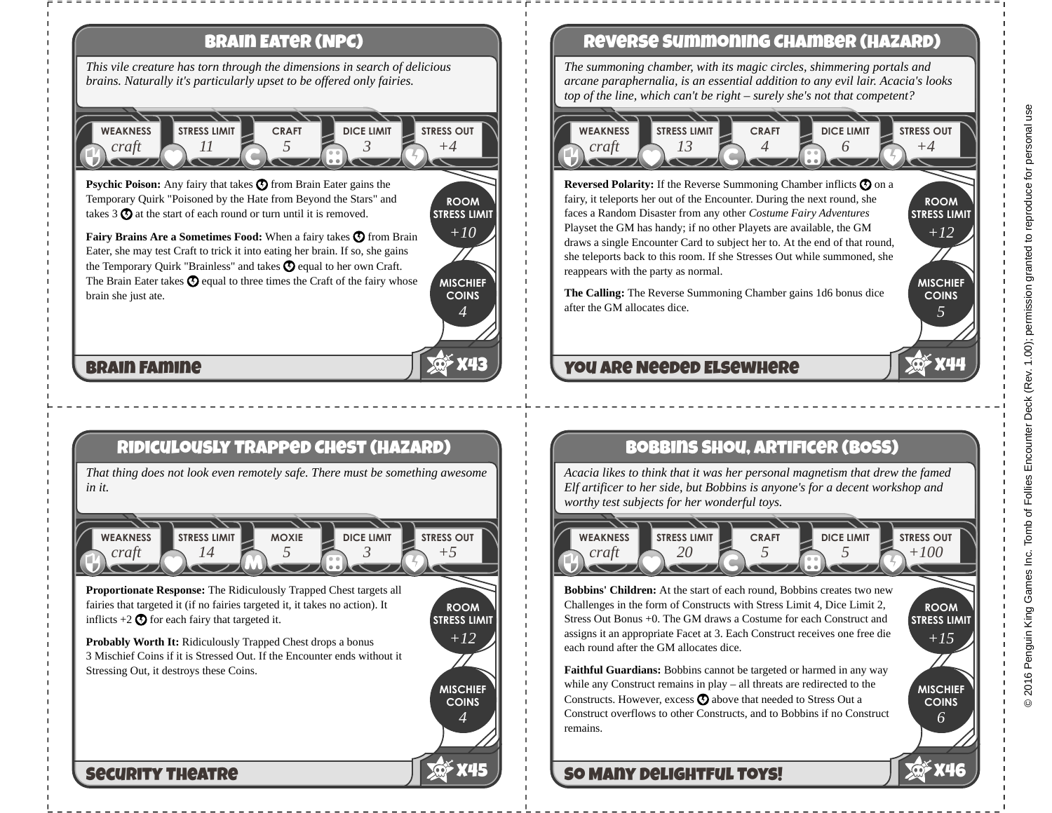## Brain Eater (NPC)

*This vile creature has torn through the dimensions in search of delicious brains. Naturally it's particularly upset to be offered only fairies.*

| Weakness | Stress Limit | Craft | Dice Limit | Stress Out |
|---|---|---|---|---|
| *craft* | *11* | *5* | *3* | *+4* |

**Psychic Poison:** Any fairy that takes ⚡ from Brain Eater gains the Temporary Quirk "Poisoned by the Hate from Beyond the Stars" and takes 3 ⚡ at the start of each round or turn until it is removed.

**Fairy Brains Are a Sometimes Food:** When a fairy takes ⚡ from Brain Eater, she may test Craft to trick it into eating her brain. If so, she gains the Temporary Quirk "Brainless" and takes ⚡ equal to her own Craft. The Brain Eater takes ⚡ equal to three times the Craft of the fairy whose brain she just ate.

**Room Stress Limit** *+10*

**Mischief Coins** *4*

**Brain Famine** — X43

## Reverse Summoning Chamber (Hazard)

*The summoning chamber, with its magic circles, shimmering portals and arcane paraphernalia, is an essential addition to any evil lair. Acacia's looks top of the line, which can't be right – surely she's not that competent?*

| Weakness | Stress Limit | Craft | Dice Limit | Stress Out |
|---|---|---|---|---|
| *craft* | *13* | *4* | *6* | *+4* |

**Reversed Polarity:** If the Reverse Summoning Chamber inflicts ⚡ on a fairy, it teleports her out of the Encounter. During the next round, she faces a Random Disaster from any other *Costume Fairy Adventures* Playset the GM has handy; if no other Playets are available, the GM draws a single Encounter Card to subject her to. At the end of that round, she teleports back to this room. If she Stresses Out while summoned, she reappears with the party as normal.

**The Calling:** The Reverse Summoning Chamber gains 1d6 bonus dice after the GM allocates dice.

**Room Stress Limit** *+12*

**Mischief Coins** *5*

**You Are Needed Elsewhere** — X44

## Ridiculously Trapped Chest (Hazard)

*That thing does not look even remotely safe. There must be something awesome in it.*

| Weakness | Stress Limit | Moxie | Dice Limit | Stress Out |
|---|---|---|---|---|
| *craft* | *14* | *5* | *3* | *+5* |

**Proportionate Response:** The Ridiculously Trapped Chest targets all fairies that targeted it (if no fairies targeted it, it takes no action). It inflicts +2 ⚡ for each fairy that targeted it.

**Probably Worth It:** Ridiculously Trapped Chest drops a bonus 3 Mischief Coins if it is Stressed Out. If the Encounter ends without it Stressing Out, it destroys these Coins.

**Room Stress Limit** *+12*

**Mischief Coins** *4*

**Security Theatre** — X45

## Bobbins Shou, Artificer (Boss)

*Acacia likes to think that it was her personal magnetism that drew the famed Elf artificer to her side, but Bobbins is anyone's for a decent workshop and worthy test subjects for her wonderful toys.*

| Weakness | Stress Limit | Craft | Dice Limit | Stress Out |
|---|---|---|---|---|
| *craft* | *20* | *5* | *5* | *+100* |

**Bobbins' Children:** At the start of each round, Bobbins creates two new Challenges in the form of Constructs with Stress Limit 4, Dice Limit 2, Stress Out Bonus +0. The GM draws a Costume for each Construct and assigns it an appropriate Facet at 3. Each Construct receives one free die each round after the GM allocates dice.

**Faithful Guardians:** Bobbins cannot be targeted or harmed in any way while any Construct remains in play – all threats are redirected to the Constructs. However, excess ⚡ above that needed to Stress Out a Construct overflows to other Constructs, and to Bobbins if no Construct remains.

**Room Stress Limit** *+15*

**Mischief Coins** *6*

**So Many Delightful Toys!** — X46

© 2016 Penguin King Games Inc. Tomb of Follies Encounter Deck (Rev. 1.00); permission granted to reproduce for personal use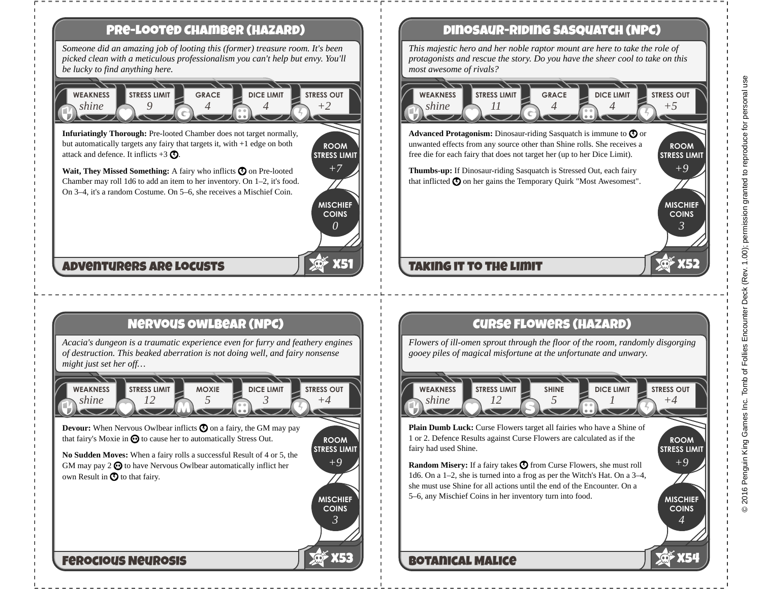## Pre-looted Chamber (Hazard)

*Someone did an amazing job of looting this (former) treasure room. It's been picked clean with a meticulous professionalism you can't help but envy. You'll be lucky to find anything here.*

| Weakness | Stress Limit | Grace | Dice Limit | Stress Out |
|---|---|---|---|---|
| shine | 9 | 4 | 4 | +2 |

**Infuriatingly Thorough:** Pre-looted Chamber does not target normally, but automatically targets any fairy that targets it, with +1 edge on both attack and defence. It inflicts +3 .

**Wait, They Missed Something:** A fairy who inflicts on Pre-looted Chamber may roll 1d6 to add an item to her inventory. On 1–2, it's food. On 3–4, it's a random Costume. On 5–6, she receives a Mischief Coin.

Room Stress Limit: +7

Mischief Coins: 0

**Adventurers Are Locusts** — X51

## Dinosaur-riding Sasquatch (NPC)

*This majestic hero and her noble raptor mount are here to take the role of protagonists and rescue the story. Do you have the sheer cool to take on this most awesome of rivals?*

| Weakness | Stress Limit | Grace | Dice Limit | Stress Out |
|---|---|---|---|---|
| shine | 11 | 4 | 4 | +5 |

**Advanced Protagonism:** Dinosaur-riding Sasquatch is immune to or unwanted effects from any source other than Shine rolls. She receives a free die for each fairy that does not target her (up to her Dice Limit).

**Thumbs-up:** If Dinosaur-riding Sasquatch is Stressed Out, each fairy that inflicted on her gains the Temporary Quirk "Most Awesomest".

Room Stress Limit: +9

Mischief Coins: 3

**Taking It to the Limit** — X52

## Nervous Owlbear (NPC)

*Acacia's dungeon is a traumatic experience even for furry and feathery engines of destruction. This beaked aberration is not doing well, and fairy nonsense might just set her off…*

| Weakness | Stress Limit | Moxie | Dice Limit | Stress Out |
|---|---|---|---|---|
| shine | 12 | 5 | 3 | +4 |

**Devour:** When Nervous Owlbear inflicts on a fairy, the GM may pay that fairy's Moxie in to cause her to automatically Stress Out.

**No Sudden Moves:** When a fairy rolls a successful Result of 4 or 5, the GM may pay 2 to have Nervous Owlbear automatically inflict her own Result in to that fairy.

Room Stress Limit: +9

Mischief Coins: 3

**Ferocious Neurosis** — X53

## Curse Flowers (Hazard)

*Flowers of ill-omen sprout through the floor of the room, randomly disgorging gooey piles of magical misfortune at the unfortunate and unwary.*

| Weakness | Stress Limit | Shine | Dice Limit | Stress Out |
|---|---|---|---|---|
| shine | 12 | 5 | 1 | +4 |

**Plain Dumb Luck:** Curse Flowers target all fairies who have a Shine of 1 or 2. Defence Results against Curse Flowers are calculated as if the fairy had used Shine.

**Random Misery:** If a fairy takes from Curse Flowers, she must roll 1d6. On a 1–2, she is turned into a frog as per the Witch's Hat. On a 3–4, she must use Shine for all actions until the end of the Encounter. On a 5–6, any Mischief Coins in her inventory turn into food.

Room Stress Limit: +9

Mischief Coins: 4

**Botanical Malice** — X54

© 2016 Penguin King Games Inc. Tomb of Follies Encounter Deck (Rev. 1.00); permission granted to reproduce for personal use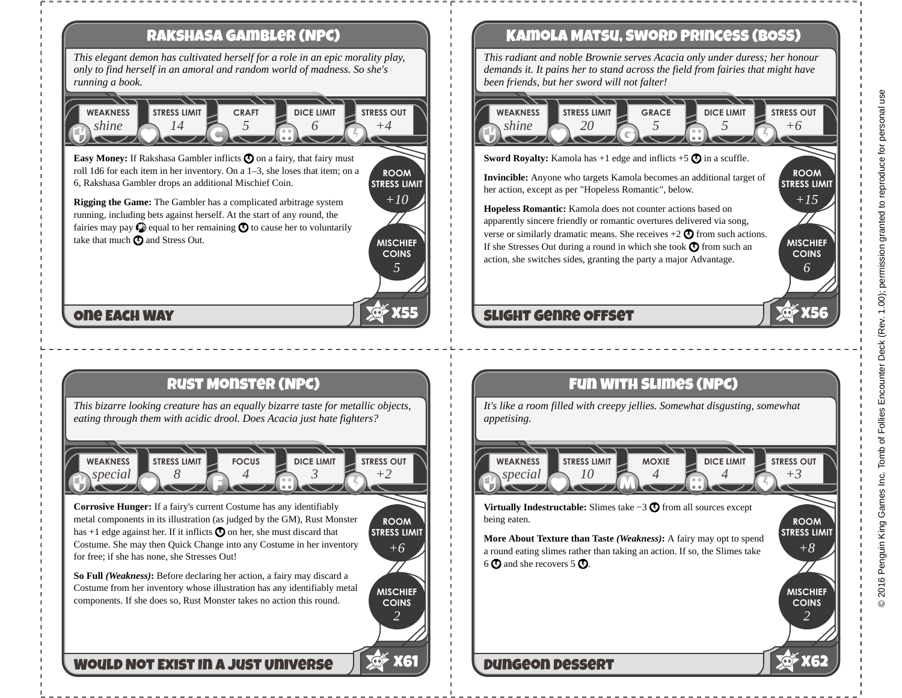## Rakshasa Gambler (NPC)

*This elegant demon has cultivated herself for a role in an epic morality play, only to find herself in an amoral and random world of madness. So she's running a book.*

| Weakness | Stress Limit | Craft | Dice Limit | Stress Out |
|---|---|---|---|---|
| *shine* | *14* | *5* | *6* | *+4* |

**Easy Money:** If Rakshasa Gambler inflicts ⊙ on a fairy, that fairy must roll 1d6 for each item in her inventory. On a 1–3, she loses that item; on a 6, Rakshasa Gambler drops an additional Mischief Coin.

**Rigging the Game:** The Gambler has a complicated arbitrage system running, including bets against herself. At the start of any round, the fairies may pay ⊙ equal to her remaining ⊙ to cause her to voluntarily take that much ⊙ and Stress Out.

Room Stress Limit: *+10*

Mischief Coins: *5*

**One Each Way** — X55

## Kamola Matsu, Sword Princess (Boss)

*This radiant and noble Brownie serves Acacia only under duress; her honour demands it. It pains her to stand across the field from fairies that might have been friends, but her sword will not falter!*

| Weakness | Stress Limit | Grace | Dice Limit | Stress Out |
|---|---|---|---|---|
| *shine* | *20* | *5* | *5* | *+6* |

**Sword Royalty:** Kamola has +1 edge and inflicts +5 ⊙ in a scuffle.

**Invincible:** Anyone who targets Kamola becomes an additional target of her action, except as per "Hopeless Romantic", below.

**Hopeless Romantic:** Kamola does not counter actions based on apparently sincere friendly or romantic overtures delivered via song, verse or similarly dramatic means. She receives +2 ⊙ from such actions. If she Stresses Out during a round in which she took ⊙ from such an action, she switches sides, granting the party a major Advantage.

Room Stress Limit: *+15*

Mischief Coins: *6*

**Slight Genre Offset** — X56

## Rust Monster (NPC)

*This bizarre looking creature has an equally bizarre taste for metallic objects, eating through them with acidic drool. Does Acacia just hate fighters?*

| Weakness | Stress Limit | Focus | Dice Limit | Stress Out |
|---|---|---|---|---|
| *special* | *8* | *4* | *3* | *+2* |

**Corrosive Hunger:** If a fairy's current Costume has any identifiably metal components in its illustration (as judged by the GM), Rust Monster has +1 edge against her. If it inflicts ⊙ on her, she must discard that Costume. She may then Quick Change into any Costume in her inventory for free; if she has none, she Stresses Out!

**So Full *(Weakness)*:** Before declaring her action, a fairy may discard a Costume from her inventory whose illustration has any identifiably metal components. If she does so, Rust Monster takes no action this round.

Room Stress Limit: *+6*

Mischief Coins: *2*

**Would Not Exist in a Just Universe** — X61

## Fun with Slimes (NPC)

*It's like a room filled with creepy jellies. Somewhat disgusting, somewhat appetising.*

| Weakness | Stress Limit | Moxie | Dice Limit | Stress Out |
|---|---|---|---|---|
| *special* | *10* | *4* | *4* | *+3* |

**Virtually Indestructable:** Slimes take −3 ⊙ from all sources except being eaten.

**More About Texture than Taste *(Weakness)*:** A fairy may opt to spend a round eating slimes rather than taking an action. If so, the Slimes take 6 ⊙ and she recovers 5 ⊙.

Room Stress Limit: *+8*

Mischief Coins: *2*

**Dungeon Dessert** — X62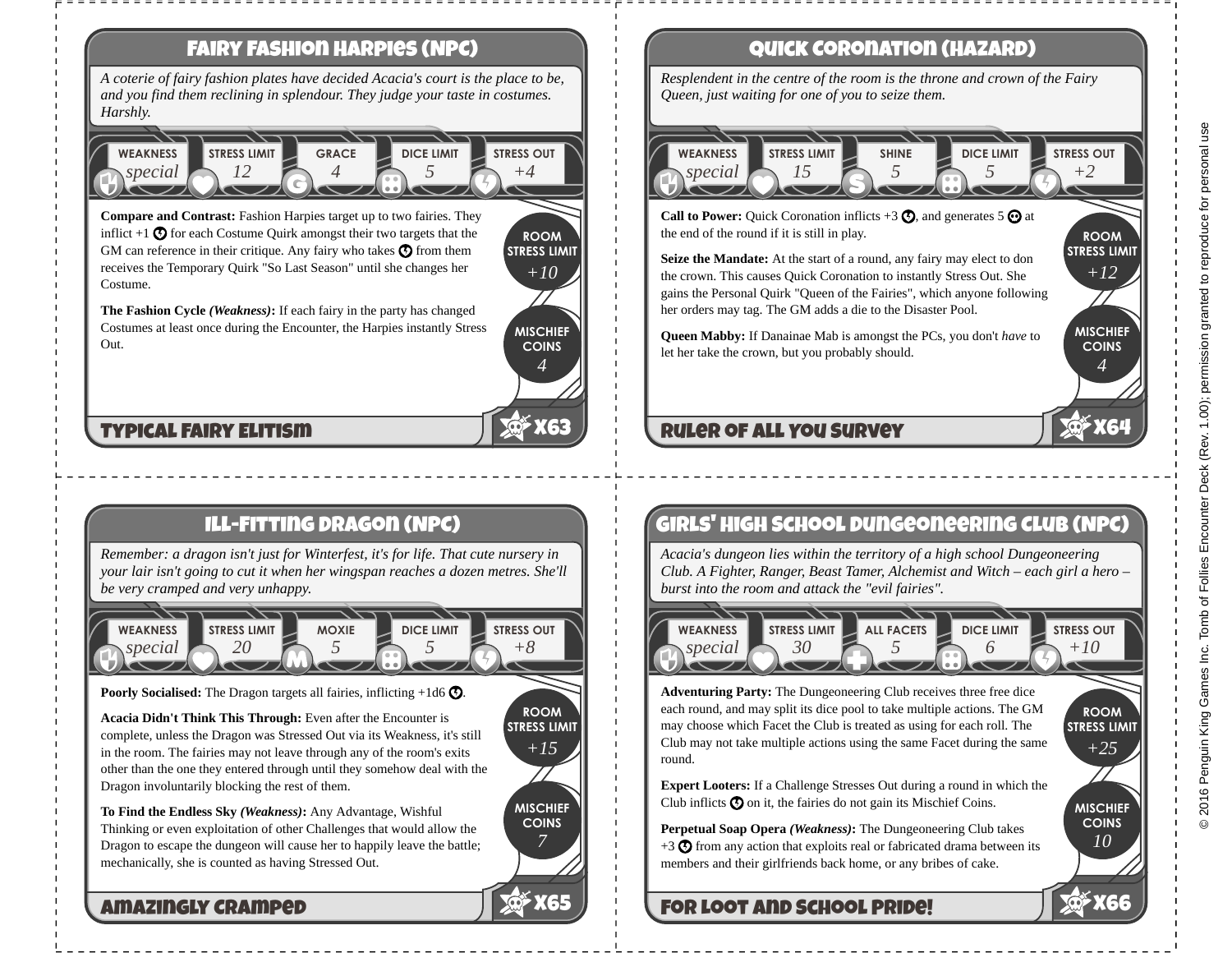## Fairy Fashion Harpies (NPC)

*A coterie of fairy fashion plates have decided Acacia's court is the place to be, and you find them reclining in splendour. They judge your taste in costumes. Harshly.*

| Weakness | Stress Limit | Grace | Dice Limit | Stress Out |
|---|---|---|---|---|
| *special* | *12* | *4* | *5* | *+4* |

**Compare and Contrast:** Fashion Harpies target up to two fairies. They inflict +1 for each Costume Quirk amongst their two targets that the GM can reference in their critique. Any fairy who takes from them receives the Temporary Quirk "So Last Season" until she changes her Costume.

**The Fashion Cycle *(Weakness)*:** If each fairy in the party has changed Costumes at least once during the Encounter, the Harpies instantly Stress Out.

Room Stress Limit: *+10*

Mischief Coins: *4*

**Typical Fairy Elitism** — X63

## Quick Coronation (Hazard)

*Resplendent in the centre of the room is the throne and crown of the Fairy Queen, just waiting for one of you to seize them.*

| Weakness | Stress Limit | Shine | Dice Limit | Stress Out |
|---|---|---|---|---|
| *special* | *15* | *5* | *5* | *+2* |

**Call to Power:** Quick Coronation inflicts +3 , and generates 5 at the end of the round if it is still in play.

**Seize the Mandate:** At the start of a round, any fairy may elect to don the crown. This causes Quick Coronation to instantly Stress Out. She gains the Personal Quirk "Queen of the Fairies", which anyone following her orders may tag. The GM adds a die to the Disaster Pool.

**Queen Mabby:** If Danainae Mab is amongst the PCs, you don't *have* to let her take the crown, but you probably should.

Room Stress Limit: *+12*

Mischief Coins: *4*

**Ruler of All You Survey** — X64

## Ill-Fitting Dragon (NPC)

*Remember: a dragon isn't just for Winterfest, it's for life. That cute nursery in your lair isn't going to cut it when her wingspan reaches a dozen metres. She'll be very cramped and very unhappy.*

| Weakness | Stress Limit | Moxie | Dice Limit | Stress Out |
|---|---|---|---|---|
| *special* | *20* | *5* | *5* | *+8* |

**Poorly Socialised:** The Dragon targets all fairies, inflicting +1d6 .

**Acacia Didn't Think This Through:** Even after the Encounter is complete, unless the Dragon was Stressed Out via its Weakness, it's still in the room. The fairies may not leave through any of the room's exits other than the one they entered through until they somehow deal with the Dragon involuntarily blocking the rest of them.

**To Find the Endless Sky *(Weakness)*:** Any Advantage, Wishful Thinking or even exploitation of other Challenges that would allow the Dragon to escape the dungeon will cause her to happily leave the battle; mechanically, she is counted as having Stressed Out.

Room Stress Limit: *+15*

Mischief Coins: *7*

**Amazingly Cramped** — X65

## Girls' High School Dungeoneering Club (NPC)

*Acacia's dungeon lies within the territory of a high school Dungeoneering Club. A Fighter, Ranger, Beast Tamer, Alchemist and Witch – each girl a hero – burst into the room and attack the "evil fairies".*

| Weakness | Stress Limit | All Facets | Dice Limit | Stress Out |
|---|---|---|---|---|
| *special* | *30* | *5* | *6* | *+10* |

**Adventuring Party:** The Dungeoneering Club receives three free dice each round, and may split its dice pool to take multiple actions. The GM may choose which Facet the Club is treated as using for each roll. The Club may not take multiple actions using the same Facet during the same round.

**Expert Looters:** If a Challenge Stresses Out during a round in which the Club inflicts on it, the fairies do not gain its Mischief Coins.

**Perpetual Soap Opera *(Weakness)*:** The Dungeoneering Club takes +3 from any action that exploits real or fabricated drama between its members and their girlfriends back home, or any bribes of cake.

Room Stress Limit: *+25*

Mischief Coins: *10*

**For Loot and School Pride!** — X66

© 2016 Penguin King Games Inc. Tomb of Follies Encounter Deck (Rev. 1.00); permission granted to reproduce for personal use